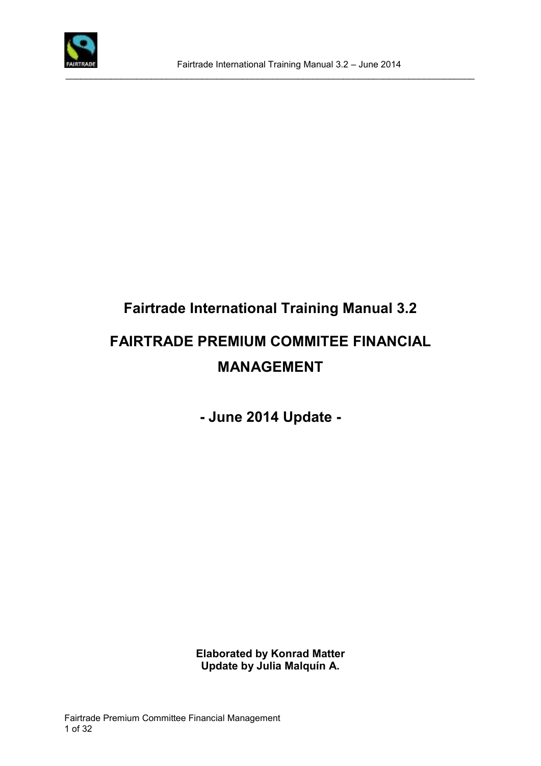# Fairtrade International Training Manual 3.2

# FAIRTRADE PREMIUM COMMITEE FINANCIAL MANAGEMENT

## - June 2014 Update -

**Elaborated by Konrad Matter**
**Update by Julia Malquín A.**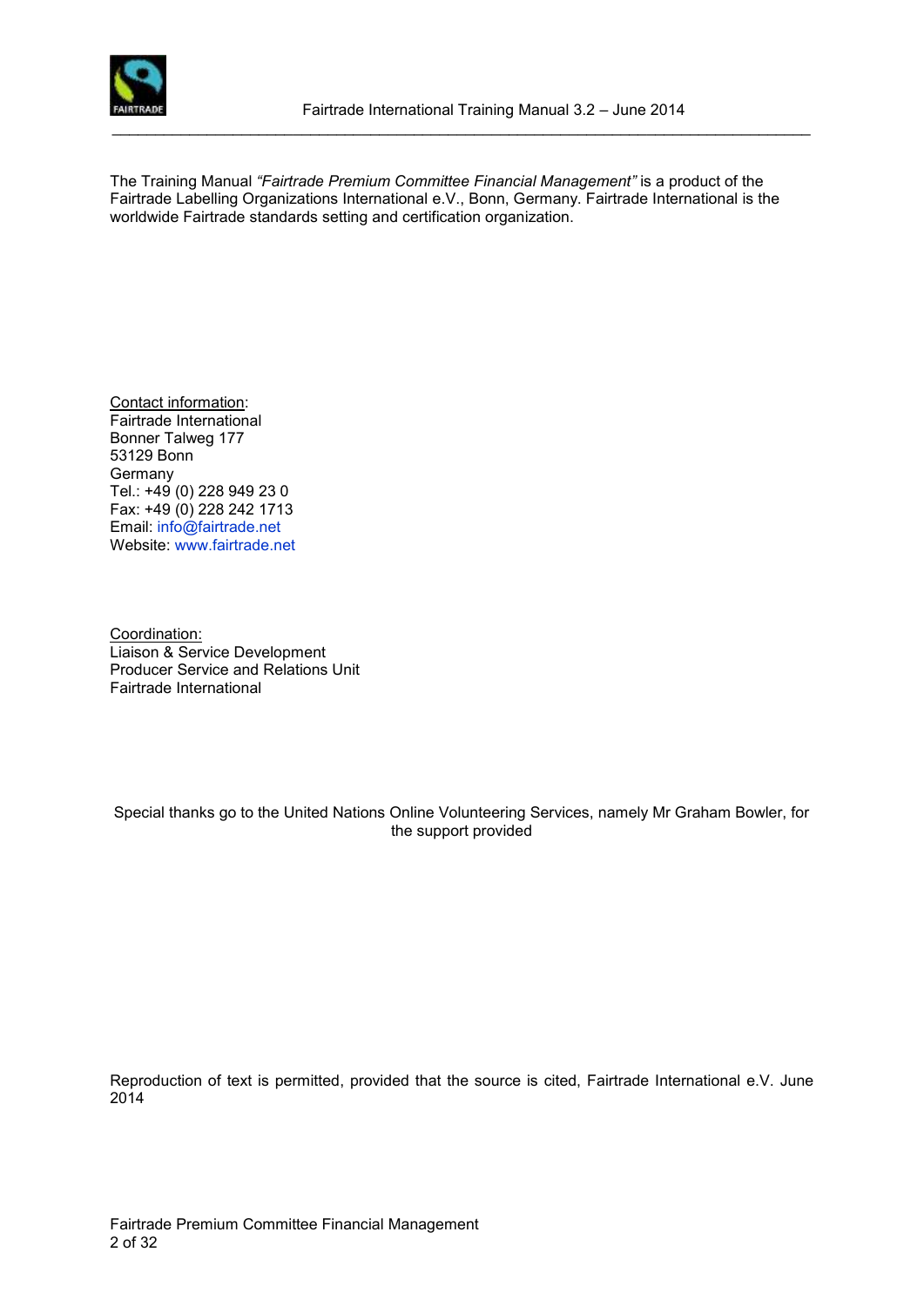The Training Manual *"Fairtrade Premium Committee Financial Management"* is a product of the Fairtrade Labelling Organizations International e.V., Bonn, Germany. Fairtrade International is the worldwide Fairtrade standards setting and certification organization.

Contact information:
Fairtrade International
Bonner Talweg 177
53129 Bonn
Germany
Tel.: +49 (0) 228 949 23 0
Fax: +49 (0) 228 242 1713
Email: info@fairtrade.net
Website: www.fairtrade.net

Coordination:
Liaison & Service Development
Producer Service and Relations Unit
Fairtrade International

Special thanks go to the United Nations Online Volunteering Services, namely Mr Graham Bowler, for the support provided

Reproduction of text is permitted, provided that the source is cited, Fairtrade International e.V. June 2014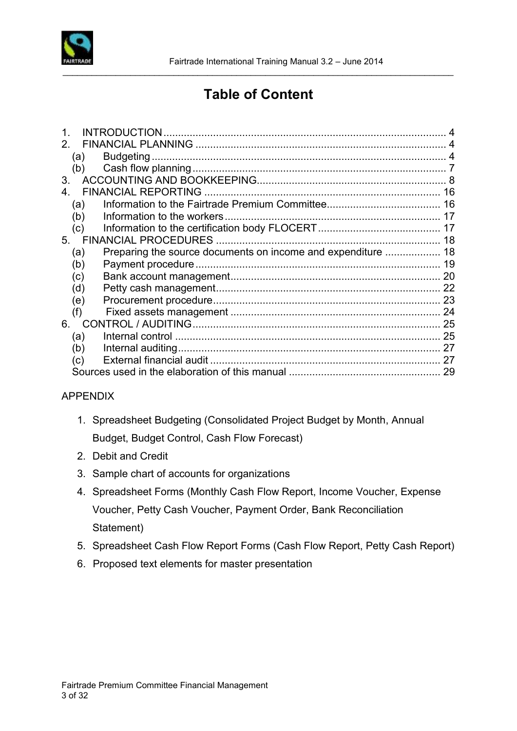# Table of Content

1. INTRODUCTION ........................................................................................ 4
2. FINANCIAL PLANNING ............................................................................. 4
   (a) Budgeting ............................................................................................ 4
   (b) Cash flow planning .............................................................................. 7
3. ACCOUNTING AND BOOKKEEPING ........................................................ 8
4. FINANCIAL REPORTING ........................................................................ 16
   (a) Information to the Fairtrade Premium Committee ............................... 16
   (b) Information to the workers .................................................................. 17
   (c) Information to the certification body FLOCERT .................................. 17
5. FINANCIAL PROCEDURES .................................................................... 18
   (a) Preparing the source documents on income and expenditure ............ 18
   (b) Payment procedure ............................................................................ 19
   (c) Bank account management ................................................................ 20
   (d) Petty cash management ..................................................................... 22
   (e) Procurement procedure ...................................................................... 23
   (f) Fixed assets management ................................................................. 24
6. CONTROL / AUDITING ............................................................................ 25
   (a) Internal control ................................................................................... 25
   (b) Internal auditing ................................................................................. 27
   (c) External financial audit ...................................................................... 27
   Sources used in the elaboration of this manual ....................................... 29

APPENDIX

1. Spreadsheet Budgeting (Consolidated Project Budget by Month, Annual Budget, Budget Control, Cash Flow Forecast)
2. Debit and Credit
3. Sample chart of accounts for organizations
4. Spreadsheet Forms (Monthly Cash Flow Report, Income Voucher, Expense Voucher, Petty Cash Voucher, Payment Order, Bank Reconciliation Statement)
5. Spreadsheet Cash Flow Report Forms (Cash Flow Report, Petty Cash Report)
6. Proposed text elements for master presentation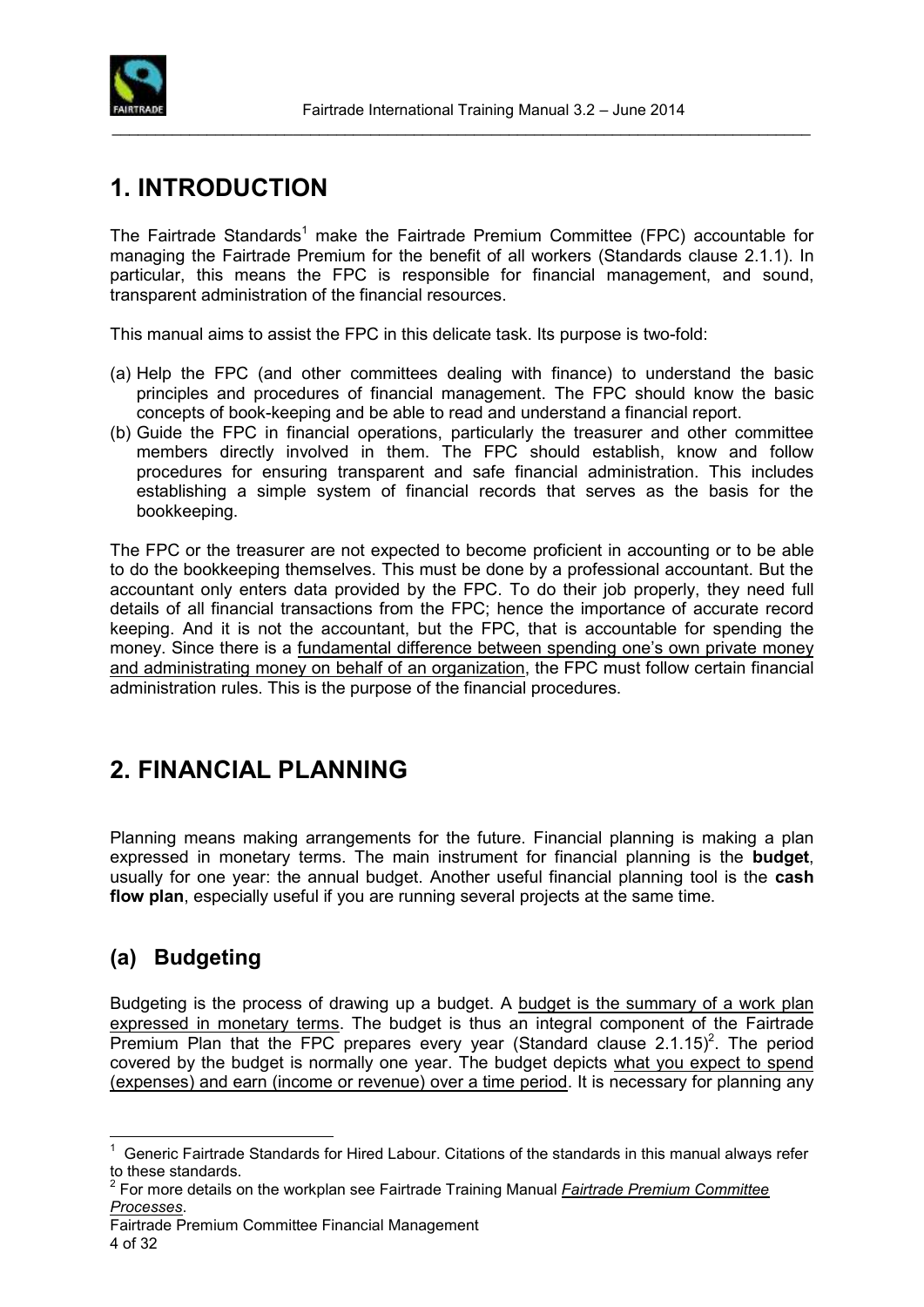# 1. INTRODUCTION

The Fairtrade Standards[1] make the Fairtrade Premium Committee (FPC) accountable for managing the Fairtrade Premium for the benefit of all workers (Standards clause 2.1.1). In particular, this means the FPC is responsible for financial management, and sound, transparent administration of the financial resources.

This manual aims to assist the FPC in this delicate task. Its purpose is two-fold:

(a) Help the FPC (and other committees dealing with finance) to understand the basic principles and procedures of financial management. The FPC should know the basic concepts of book-keeping and be able to read and understand a financial report.

(b) Guide the FPC in financial operations, particularly the treasurer and other committee members directly involved in them. The FPC should establish, know and follow procedures for ensuring transparent and safe financial administration. This includes establishing a simple system of financial records that serves as the basis for the bookkeeping.

The FPC or the treasurer are not expected to become proficient in accounting or to be able to do the bookkeeping themselves. This must be done by a professional accountant. But the accountant only enters data provided by the FPC. To do their job properly, they need full details of all financial transactions from the FPC; hence the importance of accurate record keeping. And it is not the accountant, but the FPC, that is accountable for spending the money. Since there is a fundamental difference between spending one's own private money and administrating money on behalf of an organization, the FPC must follow certain financial administration rules. This is the purpose of the financial procedures.

# 2. FINANCIAL PLANNING

Planning means making arrangements for the future. Financial planning is making a plan expressed in monetary terms. The main instrument for financial planning is the **budget**, usually for one year: the annual budget. Another useful financial planning tool is the **cash flow plan**, especially useful if you are running several projects at the same time.

## (a) Budgeting

Budgeting is the process of drawing up a budget. A budget is the summary of a work plan expressed in monetary terms. The budget is thus an integral component of the Fairtrade Premium Plan that the FPC prepares every year (Standard clause 2.1.15)[2]. The period covered by the budget is normally one year. The budget depicts what you expect to spend (expenses) and earn (income or revenue) over a time period. It is necessary for planning any

---

[1] Generic Fairtrade Standards for Hired Labour. Citations of the standards in this manual always refer to these standards.

[2] For more details on the workplan see Fairtrade Training Manual *Fairtrade Premium Committee Processes*.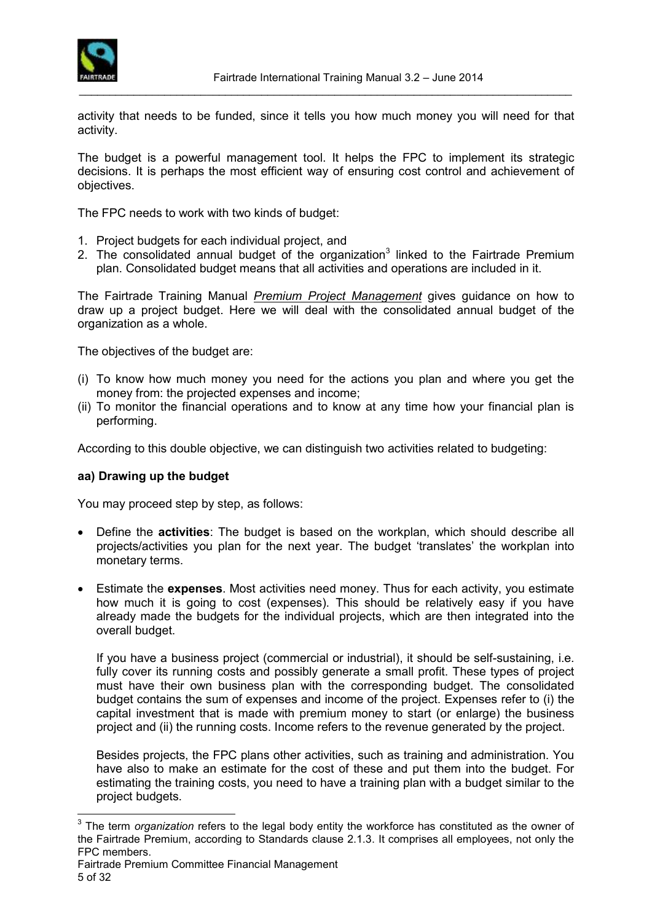activity that needs to be funded, since it tells you how much money you will need for that activity.

The budget is a powerful management tool. It helps the FPC to implement its strategic decisions. It is perhaps the most efficient way of ensuring cost control and achievement of objectives.

The FPC needs to work with two kinds of budget:

1. Project budgets for each individual project, and
2. The consolidated annual budget of the organization[3] linked to the Fairtrade Premium plan. Consolidated budget means that all activities and operations are included in it.

The Fairtrade Training Manual *Premium Project Management* gives guidance on how to draw up a project budget. Here we will deal with the consolidated annual budget of the organization as a whole.

The objectives of the budget are:

(i) To know how much money you need for the actions you plan and where you get the money from: the projected expenses and income;
(ii) To monitor the financial operations and to know at any time how your financial plan is performing.

According to this double objective, we can distinguish two activities related to budgeting:

**aa) Drawing up the budget**

You may proceed step by step, as follows:

- Define the **activities**: The budget is based on the workplan, which should describe all projects/activities you plan for the next year. The budget 'translates' the workplan into monetary terms.

- Estimate the **expenses**. Most activities need money. Thus for each activity, you estimate how much it is going to cost (expenses). This should be relatively easy if you have already made the budgets for the individual projects, which are then integrated into the overall budget.

  If you have a business project (commercial or industrial), it should be self-sustaining, i.e. fully cover its running costs and possibly generate a small profit. These types of project must have their own business plan with the corresponding budget. The consolidated budget contains the sum of expenses and income of the project. Expenses refer to (i) the capital investment that is made with premium money to start (or enlarge) the business project and (ii) the running costs. Income refers to the revenue generated by the project.

  Besides projects, the FPC plans other activities, such as training and administration. You have also to make an estimate for the cost of these and put them into the budget. For estimating the training costs, you need to have a training plan with a budget similar to the project budgets.

---

[3] The term *organization* refers to the legal body entity the workforce has constituted as the owner of the Fairtrade Premium, according to Standards clause 2.1.3. It comprises all employees, not only the FPC members.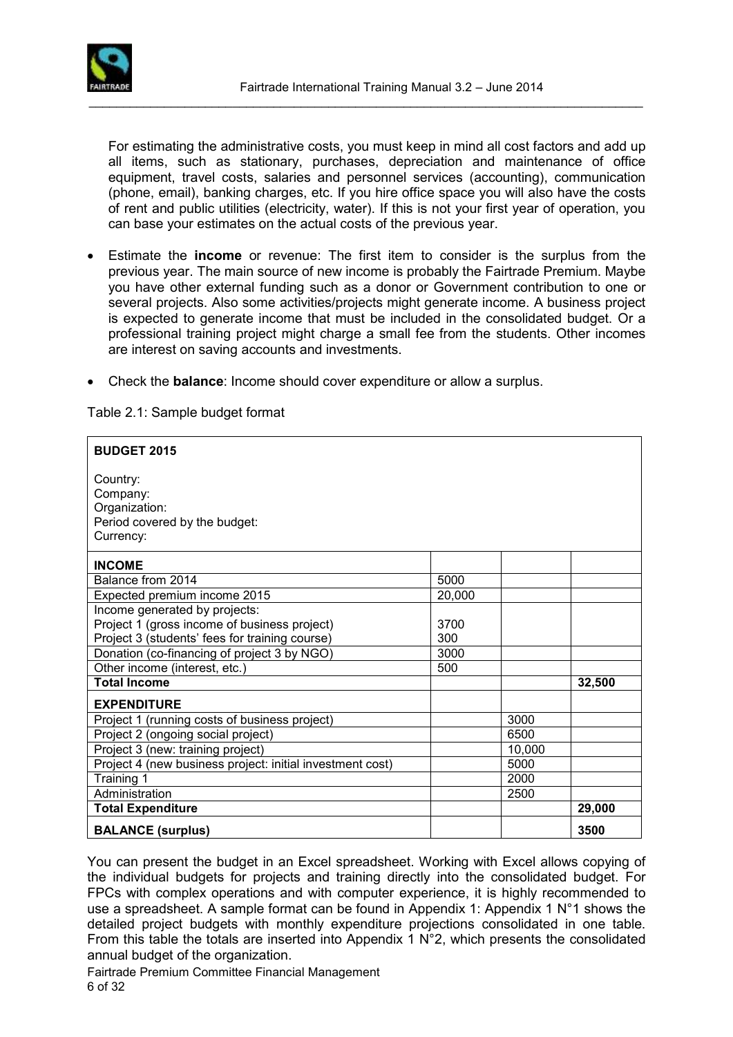For estimating the administrative costs, you must keep in mind all cost factors and add up all items, such as stationary, purchases, depreciation and maintenance of office equipment, travel costs, salaries and personnel services (accounting), communication (phone, email), banking charges, etc. If you hire office space you will also have the costs of rent and public utilities (electricity, water). If this is not your first year of operation, you can base your estimates on the actual costs of the previous year.

- Estimate the **income** or revenue: The first item to consider is the surplus from the previous year. The main source of new income is probably the Fairtrade Premium. Maybe you have other external funding such as a donor or Government contribution to one or several projects. Also some activities/projects might generate income. A business project is expected to generate income that must be included in the consolidated budget. Or a professional training project might charge a small fee from the students. Other incomes are interest on saving accounts and investments.
- Check the **balance**: Income should cover expenditure or allow a surplus.

Table 2.1: Sample budget format

| **BUDGET 2015**<br><br>Country:<br>Company:<br>Organization:<br>Period covered by the budget:<br>Currency: | | | |
|---|---|---|---|
| **INCOME** | | | |
| Balance from 2014 | 5000 | | |
| Expected premium income 2015 | 20,000 | | |
| Income generated by projects:<br>Project 1 (gross income of business project)<br>Project 3 (students' fees for training course) | <br>3700<br>300 | | |
| Donation (co-financing of project 3 by NGO) | 3000 | | |
| Other income (interest, etc.) | 500 | | |
| **Total Income** | | | **32,500** |
| **EXPENDITURE** | | | |
| Project 1 (running costs of business project) | | 3000 | |
| Project 2 (ongoing social project) | | 6500 | |
| Project 3 (new: training project) | | 10,000 | |
| Project 4 (new business project: initial investment cost) | | 5000 | |
| Training 1 | | 2000 | |
| Administration | | 2500 | |
| **Total Expenditure** | | | **29,000** |
| **BALANCE (surplus)** | | | **3500** |

You can present the budget in an Excel spreadsheet. Working with Excel allows copying of the individual budgets for projects and training directly into the consolidated budget. For FPCs with complex operations and with computer experience, it is highly recommended to use a spreadsheet. A sample format can be found in Appendix 1: Appendix 1 N°1 shows the detailed project budgets with monthly expenditure projections consolidated in one table. From this table the totals are inserted into Appendix 1 N°2, which presents the consolidated annual budget of the organization.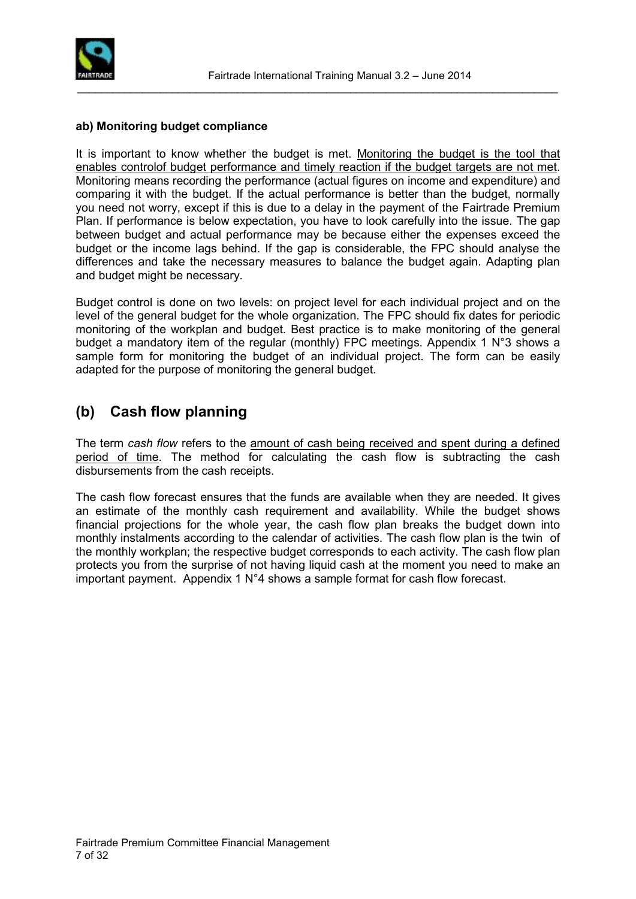**ab) Monitoring budget compliance**

It is important to know whether the budget is met. Monitoring the budget is the tool that enables controlof budget performance and timely reaction if the budget targets are not met. Monitoring means recording the performance (actual figures on income and expenditure) and comparing it with the budget. If the actual performance is better than the budget, normally you need not worry, except if this is due to a delay in the payment of the Fairtrade Premium Plan. If performance is below expectation, you have to look carefully into the issue. The gap between budget and actual performance may be because either the expenses exceed the budget or the income lags behind. If the gap is considerable, the FPC should analyse the differences and take the necessary measures to balance the budget again. Adapting plan and budget might be necessary.

Budget control is done on two levels: on project level for each individual project and on the level of the general budget for the whole organization. The FPC should fix dates for periodic monitoring of the workplan and budget. Best practice is to make monitoring of the general budget a mandatory item of the regular (monthly) FPC meetings. Appendix 1 N°3 shows a sample form for monitoring the budget of an individual project. The form can be easily adapted for the purpose of monitoring the general budget.

## (b) Cash flow planning

The term *cash flow* refers to the amount of cash being received and spent during a defined period of time. The method for calculating the cash flow is subtracting the cash disbursements from the cash receipts.

The cash flow forecast ensures that the funds are available when they are needed. It gives an estimate of the monthly cash requirement and availability. While the budget shows financial projections for the whole year, the cash flow plan breaks the budget down into monthly instalments according to the calendar of activities. The cash flow plan is the twin of the monthly workplan; the respective budget corresponds to each activity. The cash flow plan protects you from the surprise of not having liquid cash at the moment you need to make an important payment. Appendix 1 N°4 shows a sample format for cash flow forecast.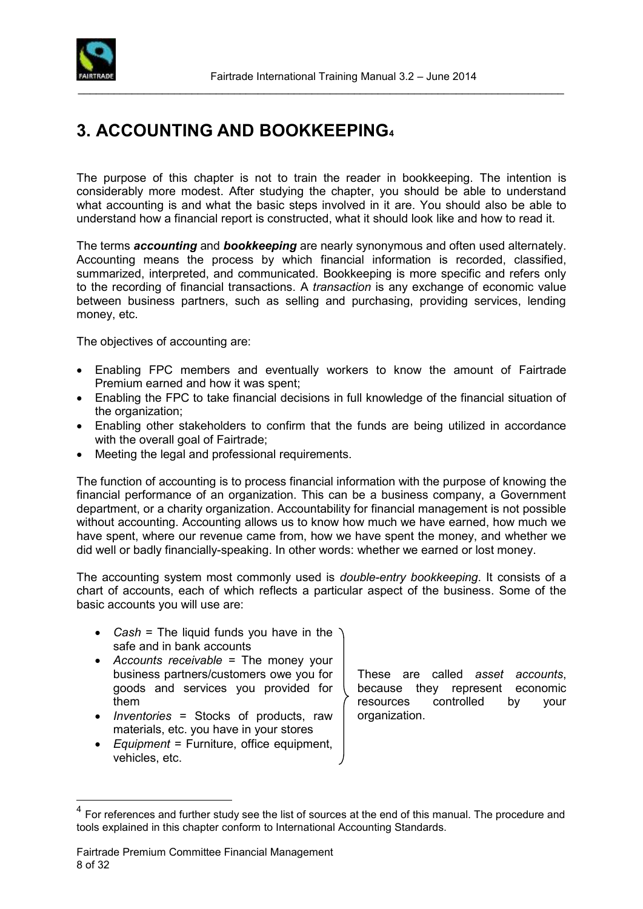# 3. ACCOUNTING AND BOOKKEEPING[4]

The purpose of this chapter is not to train the reader in bookkeeping. The intention is considerably more modest. After studying the chapter, you should be able to understand what accounting is and what the basic steps involved in it are. You should also be able to understand how a financial report is constructed, what it should look like and how to read it.

The terms ***accounting*** and ***bookkeeping*** are nearly synonymous and often used alternately. Accounting means the process by which financial information is recorded, classified, summarized, interpreted, and communicated. Bookkeeping is more specific and refers only to the recording of financial transactions. A *transaction* is any exchange of economic value between business partners, such as selling and purchasing, providing services, lending money, etc.

The objectives of accounting are:

- Enabling FPC members and eventually workers to know the amount of Fairtrade Premium earned and how it was spent;
- Enabling the FPC to take financial decisions in full knowledge of the financial situation of the organization;
- Enabling other stakeholders to confirm that the funds are being utilized in accordance with the overall goal of Fairtrade;
- Meeting the legal and professional requirements.

The function of accounting is to process financial information with the purpose of knowing the financial performance of an organization. This can be a business company, a Government department, or a charity organization. Accountability for financial management is not possible without accounting. Accounting allows us to know how much we have earned, how much we have spent, where our revenue came from, how we have spent the money, and whether we did well or badly financially-speaking. In other words: whether we earned or lost money.

The accounting system most commonly used is *double-entry bookkeeping*. It consists of a chart of accounts, each of which reflects a particular aspect of the business. Some of the basic accounts you will use are:

- *Cash* = The liquid funds you have in the safe and in bank accounts
- *Accounts receivable* = The money your business partners/customers owe you for goods and services you provided for them
- *Inventories* = Stocks of products, raw materials, etc. you have in your stores
- *Equipment* = Furniture, office equipment, vehicles, etc.

These are called *asset accounts*, because they represent economic resources controlled by your organization.

[4] For references and further study see the list of sources at the end of this manual. The procedure and tools explained in this chapter conform to International Accounting Standards.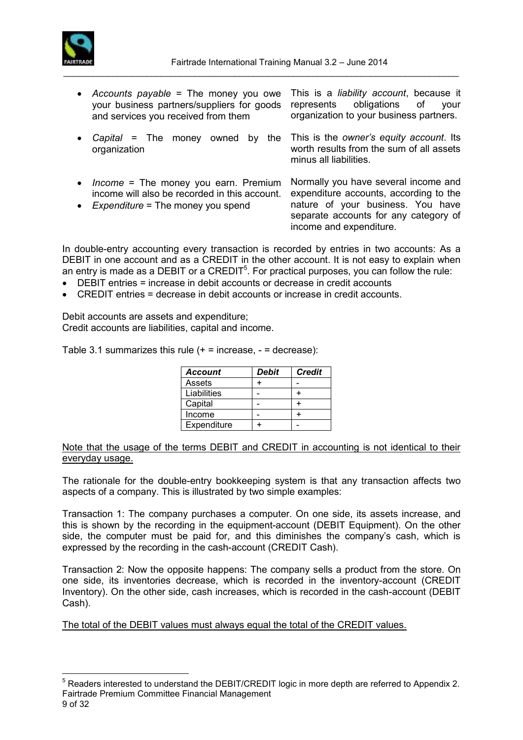- *Accounts payable* = The money you owe your business partners/suppliers for goods and services you received from them

  This is a *liability account*, because it represents obligations of your organization to your business partners.

- *Capital* = The money owned by the organization

  This is the *owner's equity account*. Its worth results from the sum of all assets minus all liabilities.

- *Income* = The money you earn. Premium income will also be recorded in this account.
- *Expenditure* = The money you spend

  Normally you have several income and expenditure accounts, according to the nature of your business. You have separate accounts for any category of income and expenditure.

In double-entry accounting every transaction is recorded by entries in two accounts: As a DEBIT in one account and as a CREDIT in the other account. It is not easy to explain when an entry is made as a DEBIT or a CREDIT[5]. For practical purposes, you can follow the rule:

- DEBIT entries = increase in debit accounts or decrease in credit accounts
- CREDIT entries = decrease in debit accounts or increase in credit accounts.

Debit accounts are assets and expenditure;
Credit accounts are liabilities, capital and income.

Table 3.1 summarizes this rule (+ = increase, - = decrease):

| ***Account*** | ***Debit*** | ***Credit*** |
|---|---|---|
| Assets | + | - |
| Liabilities | - | + |
| Capital | - | + |
| Income | - | + |
| Expenditure | + | - |

<u>Note that the usage of the terms DEBIT and CREDIT in accounting is not identical to their everyday usage.</u>

The rationale for the double-entry bookkeeping system is that any transaction affects two aspects of a company. This is illustrated by two simple examples:

Transaction 1: The company purchases a computer. On one side, its assets increase, and this is shown by the recording in the equipment-account (DEBIT Equipment). On the other side, the computer must be paid for, and this diminishes the company's cash, which is expressed by the recording in the cash-account (CREDIT Cash).

Transaction 2: Now the opposite happens: The company sells a product from the store. On one side, its inventories decrease, which is recorded in the inventory-account (CREDIT Inventory). On the other side, cash increases, which is recorded in the cash-account (DEBIT Cash).

<u>The total of the DEBIT values must always equal the total of the CREDIT values.</u>

[5] Readers interested to understand the DEBIT/CREDIT logic in more depth are referred to Appendix 2.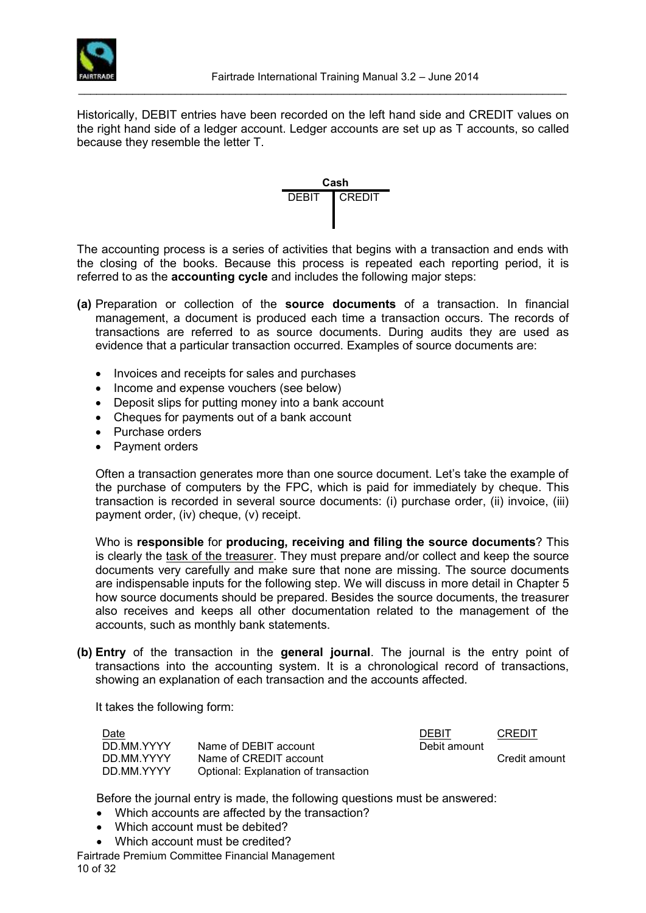Historically, DEBIT entries have been recorded on the left hand side and CREDIT values on the right hand side of a ledger account. Ledger accounts are set up as T accounts, so called because they resemble the letter T.

| Cash | |
|---|---|
| DEBIT | CREDIT |

The accounting process is a series of activities that begins with a transaction and ends with the closing of the books. Because this process is repeated each reporting period, it is referred to as the **accounting cycle** and includes the following major steps:

**(a)** Preparation or collection of the **source documents** of a transaction. In financial management, a document is produced each time a transaction occurs. The records of transactions are referred to as source documents. During audits they are used as evidence that a particular transaction occurred. Examples of source documents are:

- Invoices and receipts for sales and purchases
- Income and expense vouchers (see below)
- Deposit slips for putting money into a bank account
- Cheques for payments out of a bank account
- Purchase orders
- Payment orders

Often a transaction generates more than one source document. Let's take the example of the purchase of computers by the FPC, which is paid for immediately by cheque. This transaction is recorded in several source documents: (i) purchase order, (ii) invoice, (iii) payment order, (iv) cheque, (v) receipt.

Who is **responsible** for **producing, receiving and filing the source documents**? This is clearly the task of the treasurer. They must prepare and/or collect and keep the source documents very carefully and make sure that none are missing. The source documents are indispensable inputs for the following step. We will discuss in more detail in Chapter 5 how source documents should be prepared. Besides the source documents, the treasurer also receives and keeps all other documentation related to the management of the accounts, such as monthly bank statements.

**(b) Entry** of the transaction in the **general journal**. The journal is the entry point of transactions into the accounting system. It is a chronological record of transactions, showing an explanation of each transaction and the accounts affected.

It takes the following form:

| Date | | DEBIT | CREDIT |
|---|---|---|---|
| DD.MM.YYYY | Name of DEBIT account | Debit amount | |
| DD.MM.YYYY | Name of CREDIT account | | Credit amount |
| DD.MM.YYYY | Optional: Explanation of transaction | | |

Before the journal entry is made, the following questions must be answered:

- Which accounts are affected by the transaction?
- Which account must be debited?
- Which account must be credited?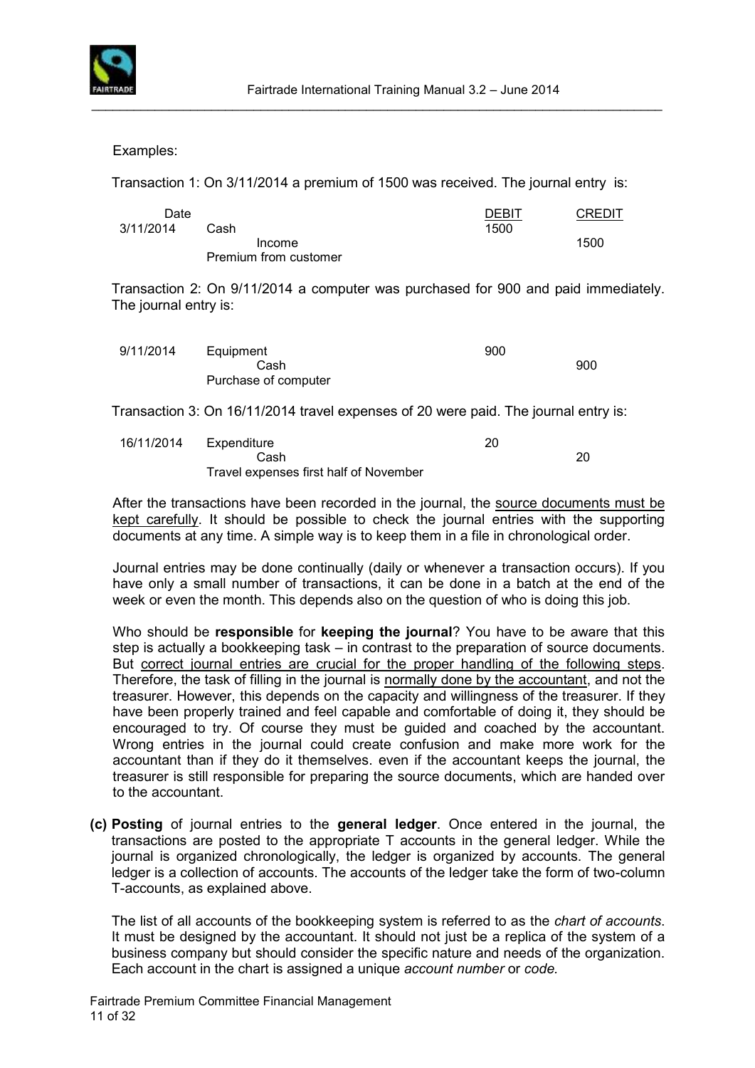Examples:

Transaction 1: On 3/11/2014 a premium of 1500 was received. The journal entry is:

| Date | | DEBIT | CREDIT |
|---|---|---|---|
| 3/11/2014 | Cash | 1500 | |
| | Income | | 1500 |
| | Premium from customer | | |

Transaction 2: On 9/11/2014 a computer was purchased for 900 and paid immediately. The journal entry is:

| | | | |
|---|---|---|---|
| 9/11/2014 | Equipment | 900 | |
| | Cash | | 900 |
| | Purchase of computer | | |

Transaction 3: On 16/11/2014 travel expenses of 20 were paid. The journal entry is:

| | | | |
|---|---|---|---|
| 16/11/2014 | Expenditure | 20 | |
| | Cash | | 20 |
| | Travel expenses first half of November | | |

After the transactions have been recorded in the journal, the source documents must be kept carefully. It should be possible to check the journal entries with the supporting documents at any time. A simple way is to keep them in a file in chronological order.

Journal entries may be done continually (daily or whenever a transaction occurs). If you have only a small number of transactions, it can be done in a batch at the end of the week or even the month. This depends also on the question of who is doing this job.

Who should be **responsible** for **keeping the journal**? You have to be aware that this step is actually a bookkeeping task – in contrast to the preparation of source documents. But correct journal entries are crucial for the proper handling of the following steps. Therefore, the task of filling in the journal is normally done by the accountant, and not the treasurer. However, this depends on the capacity and willingness of the treasurer. If they have been properly trained and feel capable and comfortable of doing it, they should be encouraged to try. Of course they must be guided and coached by the accountant. Wrong entries in the journal could create confusion and make more work for the accountant than if they do it themselves. even if the accountant keeps the journal, the treasurer is still responsible for preparing the source documents, which are handed over to the accountant.

**(c) Posting** of journal entries to the **general ledger**. Once entered in the journal, the transactions are posted to the appropriate T accounts in the general ledger. While the journal is organized chronologically, the ledger is organized by accounts. The general ledger is a collection of accounts. The accounts of the ledger take the form of two-column T-accounts, as explained above.

The list of all accounts of the bookkeeping system is referred to as the *chart of accounts*. It must be designed by the accountant. It should not just be a replica of the system of a business company but should consider the specific nature and needs of the organization. Each account in the chart is assigned a unique *account number* or *code.*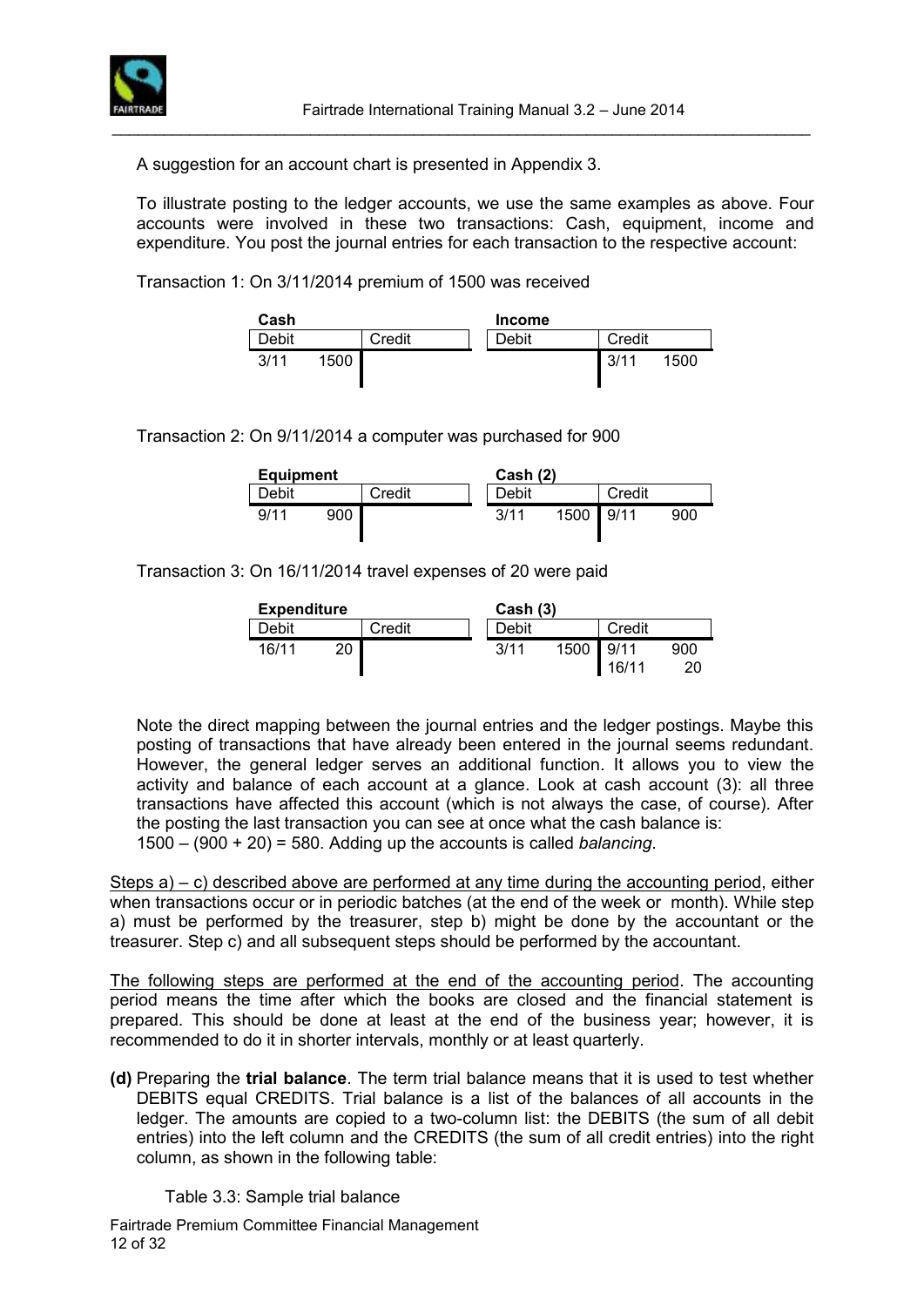A suggestion for an account chart is presented in Appendix 3.

To illustrate posting to the ledger accounts, we use the same examples as above. Four accounts were involved in these two transactions: Cash, equipment, income and expenditure. You post the journal entries for each transaction to the respective account:

Transaction 1: On 3/11/2014 premium of 1500 was received

**Cash**

| Debit | | Credit | |
|---|---|---|---|
| 3/11 | 1500 | | |

**Income**

| Debit | | Credit | |
|---|---|---|---|
| | | 3/11 | 1500 |

Transaction 2: On 9/11/2014 a computer was purchased for 900

**Equipment**

| Debit | | Credit | |
|---|---|---|---|
| 9/11 | 900 | | |

**Cash (2)**

| Debit | | Credit | |
|---|---|---|---|
| 3/11 | 1500 | 9/11 | 900 |

Transaction 3: On 16/11/2014 travel expenses of 20 were paid

**Expenditure**

| Debit | | Credit | |
|---|---|---|---|
| 16/11 | 20 | | |

**Cash (3)**

| Debit | | Credit | |
|---|---|---|---|
| 3/11 | 1500 | 9/11 | 900 |
| | | 16/11 | 20 |

Note the direct mapping between the journal entries and the ledger postings. Maybe this posting of transactions that have already been entered in the journal seems redundant. However, the general ledger serves an additional function. It allows you to view the activity and balance of each account at a glance. Look at cash account (3): all three transactions have affected this account (which is not always the case, of course). After the posting the last transaction you can see at once what the cash balance is:
1500 – (900 + 20) = 580. Adding up the accounts is called *balancing*.

Steps a) – c) described above are performed at any time during the accounting period, either when transactions occur or in periodic batches (at the end of the week or month). While step a) must be performed by the treasurer, step b) might be done by the accountant or the treasurer. Step c) and all subsequent steps should be performed by the accountant.

The following steps are performed at the end of the accounting period. The accounting period means the time after which the books are closed and the financial statement is prepared. This should be done at least at the end of the business year; however, it is recommended to do it in shorter intervals, monthly or at least quarterly.

**(d)** Preparing the **trial balance**. The term trial balance means that it is used to test whether DEBITS equal CREDITS. Trial balance is a list of the balances of all accounts in the ledger. The amounts are copied to a two-column list: the DEBITS (the sum of all debit entries) into the left column and the CREDITS (the sum of all credit entries) into the right column, as shown in the following table:

Table 3.3: Sample trial balance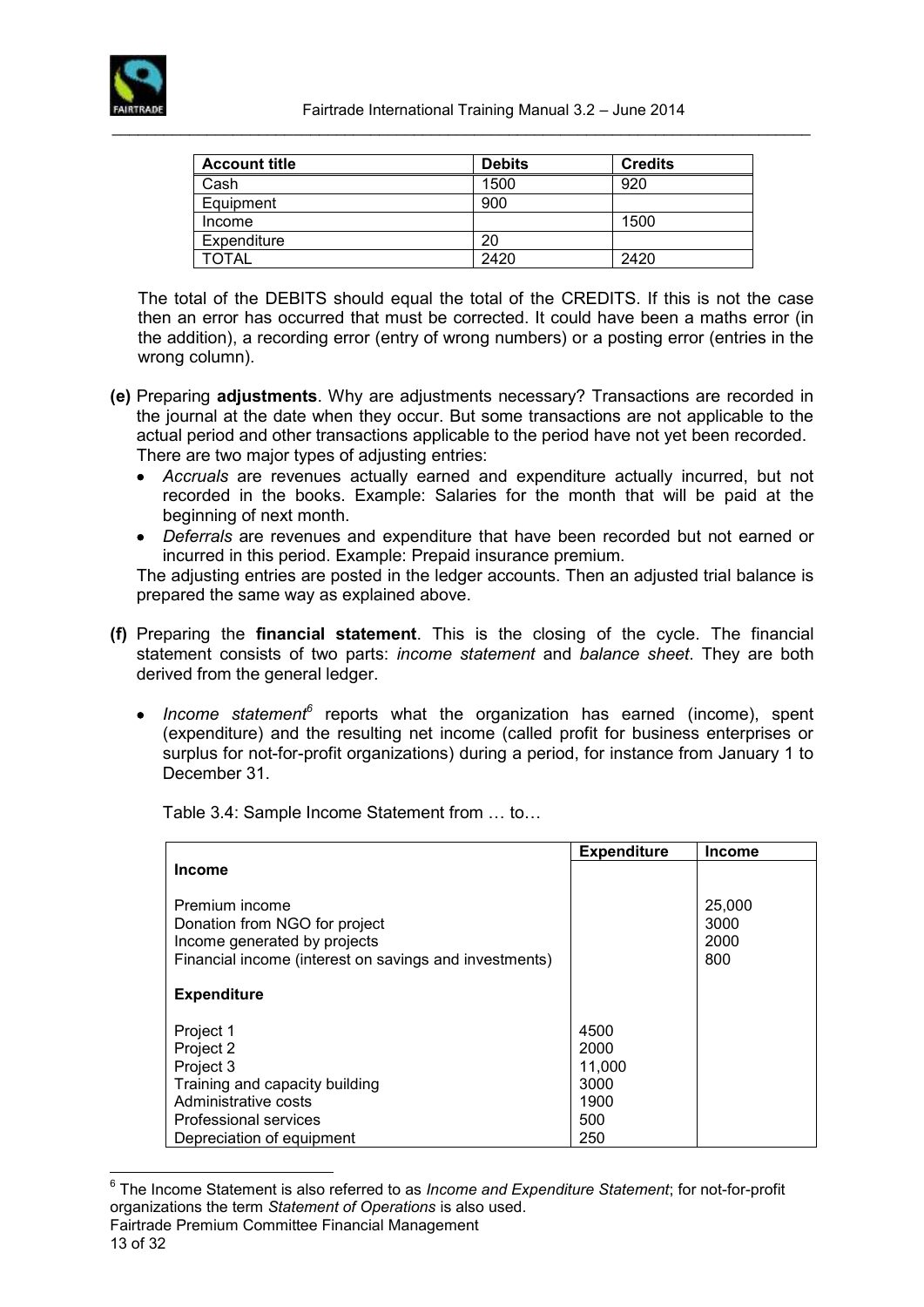| Account title | Debits | Credits |
|---|---|---|
| Cash | 1500 | 920 |
| Equipment | 900 | |
| Income | | 1500 |
| Expenditure | 20 | |
| TOTAL | 2420 | 2420 |

The total of the DEBITS should equal the total of the CREDITS. If this is not the case then an error has occurred that must be corrected. It could have been a maths error (in the addition), a recording error (entry of wrong numbers) or a posting error (entries in the wrong column).

**(e)** Preparing **adjustments**. Why are adjustments necessary? Transactions are recorded in the journal at the date when they occur. But some transactions are not applicable to the actual period and other transactions applicable to the period have not yet been recorded. There are two major types of adjusting entries:

- *Accruals* are revenues actually earned and expenditure actually incurred, but not recorded in the books. Example: Salaries for the month that will be paid at the beginning of next month.
- *Deferrals* are revenues and expenditure that have been recorded but not earned or incurred in this period. Example: Prepaid insurance premium.

The adjusting entries are posted in the ledger accounts. Then an adjusted trial balance is prepared the same way as explained above.

**(f)** Preparing the **financial statement**. This is the closing of the cycle. The financial statement consists of two parts: *income statement* and *balance sheet*. They are both derived from the general ledger.

- *Income statement*[6] reports what the organization has earned (income), spent (expenditure) and the resulting net income (called profit for business enterprises or surplus for not-for-profit organizations) during a period, for instance from January 1 to December 31.

Table 3.4: Sample Income Statement from … to…

| | Expenditure | Income |
|---|---|---|
| **Income** | | |
| Premium income | | 25,000 |
| Donation from NGO for project | | 3000 |
| Income generated by projects | | 2000 |
| Financial income (interest on savings and investments) | | 800 |
| **Expenditure** | | |
| Project 1 | 4500 | |
| Project 2 | 2000 | |
| Project 3 | 11,000 | |
| Training and capacity building | 3000 | |
| Administrative costs | 1900 | |
| Professional services | 500 | |
| Depreciation of equipment | 250 | |

[6] The Income Statement is also referred to as *Income and Expenditure Statement*; for not-for-profit organizations the term *Statement of Operations* is also used.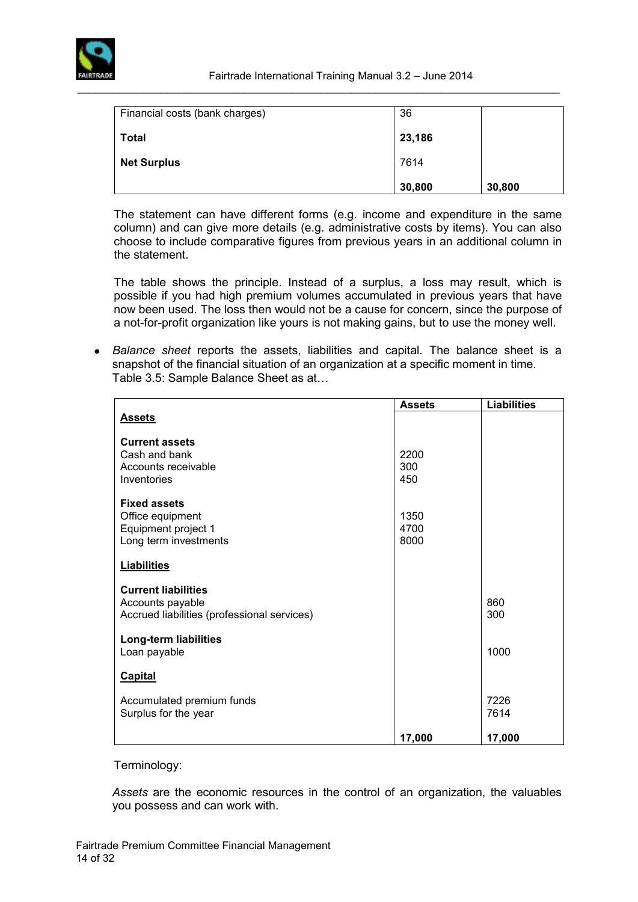| | | |
|---|---|---|
| Financial costs (bank charges) | 36 | |
| **Total** | **23,186** | |
| **Net Surplus** | 7614 | |
| | **30,800** | **30,800** |

The statement can have different forms (e.g. income and expenditure in the same column) and can give more details (e.g. administrative costs by items). You can also choose to include comparative figures from previous years in an additional column in the statement.

The table shows the principle. Instead of a surplus, a loss may result, which is possible if you had high premium volumes accumulated in previous years that have now been used. The loss then would not be a cause for concern, since the purpose of a not-for-profit organization like yours is not making gains, but to use the money well.

- *Balance sheet* reports the assets, liabilities and capital. The balance sheet is a snapshot of the financial situation of an organization at a specific moment in time.

Table 3.5: Sample Balance Sheet as at…

| | **Assets** | **Liabilities** |
|---|---|---|
| **Assets** | | |
| **Current assets** | | |
| Cash and bank | 2200 | |
| Accounts receivable | 300 | |
| Inventories | 450 | |
| **Fixed assets** | | |
| Office equipment | 1350 | |
| Equipment project 1 | 4700 | |
| Long term investments | 8000 | |
| **Liabilities** | | |
| **Current liabilities** | | |
| Accounts payable | | 860 |
| Accrued liabilities (professional services) | | 300 |
| **Long-term liabilities** | | |
| Loan payable | | 1000 |
| **Capital** | | |
| Accumulated premium funds | | 7226 |
| Surplus for the year | | 7614 |
| | **17,000** | **17,000** |

Terminology:

*Assets* are the economic resources in the control of an organization, the valuables you possess and can work with.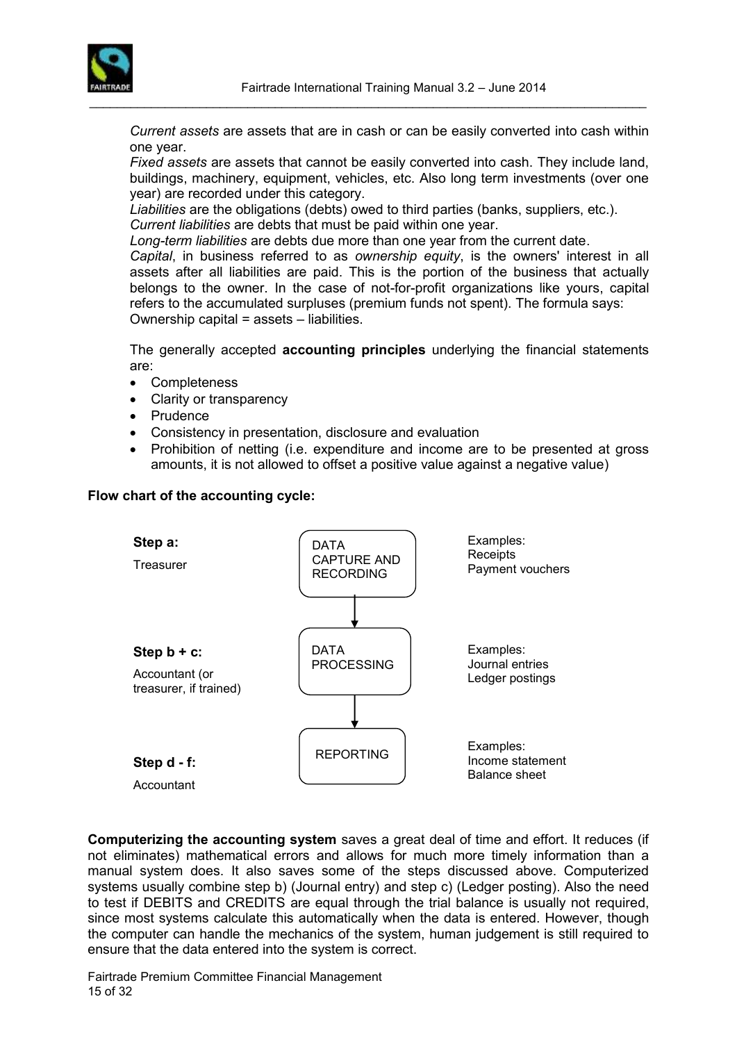*Current assets* are assets that are in cash or can be easily converted into cash within one year.

*Fixed assets* are assets that cannot be easily converted into cash. They include land, buildings, machinery, equipment, vehicles, etc. Also long term investments (over one year) are recorded under this category.

*Liabilities* are the obligations (debts) owed to third parties (banks, suppliers, etc.).

*Current liabilities* are debts that must be paid within one year.

*Long-term liabilities* are debts due more than one year from the current date.

*Capital*, in business referred to as *ownership equity*, is the owners' interest in all assets after all liabilities are paid. This is the portion of the business that actually belongs to the owner. In the case of not-for-profit organizations like yours, capital refers to the accumulated surpluses (premium funds not spent). The formula says: Ownership capital = assets – liabilities.

The generally accepted **accounting principles** underlying the financial statements are:

- Completeness
- Clarity or transparency
- Prudence
- Consistency in presentation, disclosure and evaluation
- Prohibition of netting (i.e. expenditure and income are to be presented at gross amounts, it is not allowed to offset a positive value against a negative value)

**Flow chart of the accounting cycle:**

| Step | Stage | Examples |
|---|---|---|
| **Step a:** Treasurer | DATA CAPTURE AND RECORDING | Examples: Receipts, Payment vouchers |
| **Step b + c:** Accountant (or treasurer, if trained) | ↓ DATA PROCESSING | Examples: Journal entries, Ledger postings |
| **Step d - f:** Accountant | ↓ REPORTING | Examples: Income statement, Balance sheet |

**Computerizing the accounting system** saves a great deal of time and effort. It reduces (if not eliminates) mathematical errors and allows for much more timely information than a manual system does. It also saves some of the steps discussed above. Computerized systems usually combine step b) (Journal entry) and step c) (Ledger posting). Also the need to test if DEBITS and CREDITS are equal through the trial balance is usually not required, since most systems calculate this automatically when the data is entered. However, though the computer can handle the mechanics of the system, human judgement is still required to ensure that the data entered into the system is correct.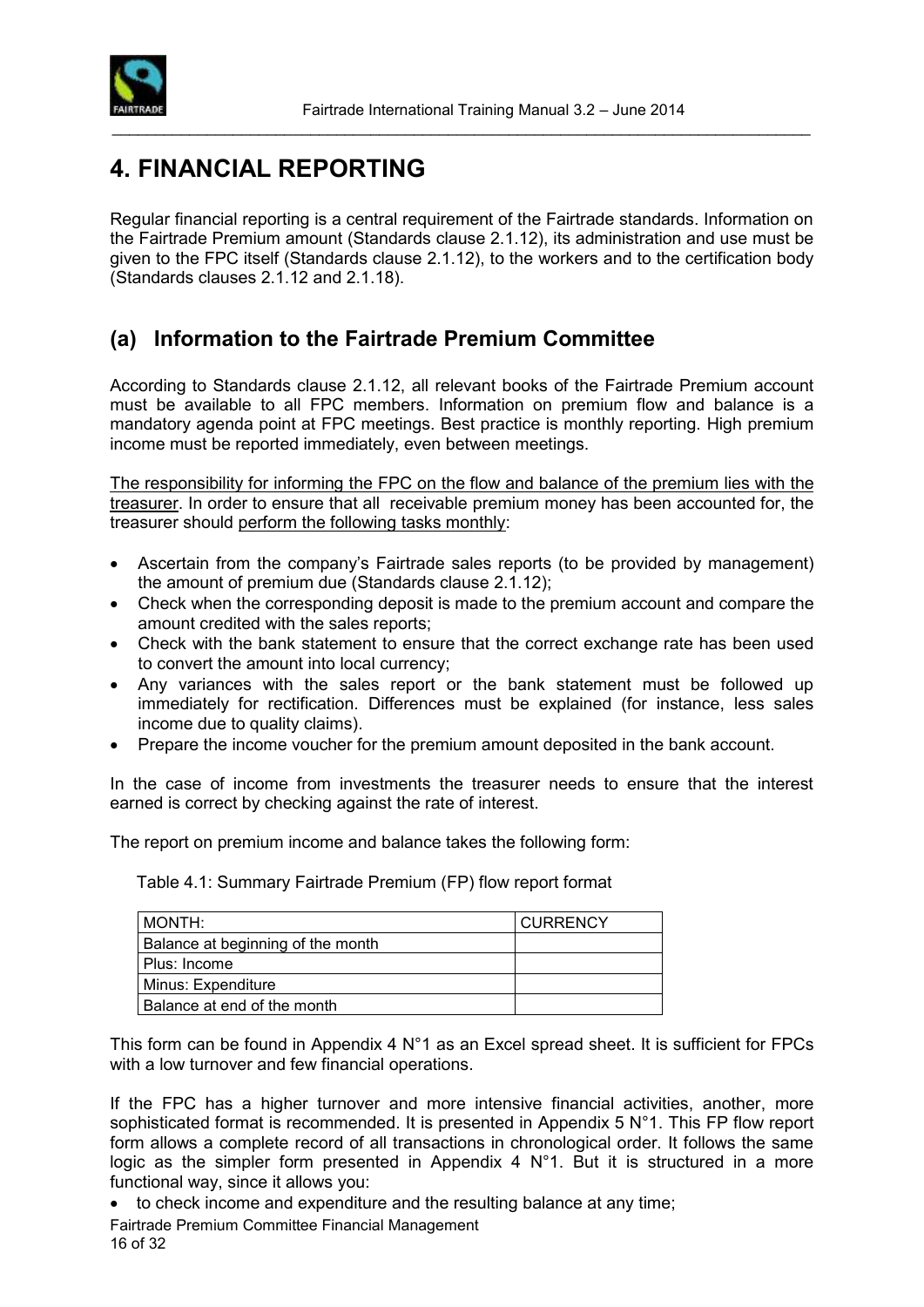# 4. FINANCIAL REPORTING

Regular financial reporting is a central requirement of the Fairtrade standards. Information on the Fairtrade Premium amount (Standards clause 2.1.12), its administration and use must be given to the FPC itself (Standards clause 2.1.12), to the workers and to the certification body (Standards clauses 2.1.12 and 2.1.18).

## (a) Information to the Fairtrade Premium Committee

According to Standards clause 2.1.12, all relevant books of the Fairtrade Premium account must be available to all FPC members. Information on premium flow and balance is a mandatory agenda point at FPC meetings. Best practice is monthly reporting. High premium income must be reported immediately, even between meetings.

<u>The responsibility for informing the FPC on the flow and balance of the premium lies with the treasurer</u>. In order to ensure that all receivable premium money has been accounted for, the treasurer should <u>perform the following tasks monthly</u>:

- Ascertain from the company's Fairtrade sales reports (to be provided by management) the amount of premium due (Standards clause 2.1.12);
- Check when the corresponding deposit is made to the premium account and compare the amount credited with the sales reports;
- Check with the bank statement to ensure that the correct exchange rate has been used to convert the amount into local currency;
- Any variances with the sales report or the bank statement must be followed up immediately for rectification. Differences must be explained (for instance, less sales income due to quality claims).
- Prepare the income voucher for the premium amount deposited in the bank account.

In the case of income from investments the treasurer needs to ensure that the interest earned is correct by checking against the rate of interest.

The report on premium income and balance takes the following form:

Table 4.1: Summary Fairtrade Premium (FP) flow report format

| MONTH: | CURRENCY |
|---|---|
| Balance at beginning of the month | |
| Plus: Income | |
| Minus: Expenditure | |
| Balance at end of the month | |

This form can be found in Appendix 4 N°1 as an Excel spread sheet. It is sufficient for FPCs with a low turnover and few financial operations.

If the FPC has a higher turnover and more intensive financial activities, another, more sophisticated format is recommended. It is presented in Appendix 5 N°1. This FP flow report form allows a complete record of all transactions in chronological order. It follows the same logic as the simpler form presented in Appendix 4 N°1. But it is structured in a more functional way, since it allows you:

- to check income and expenditure and the resulting balance at any time;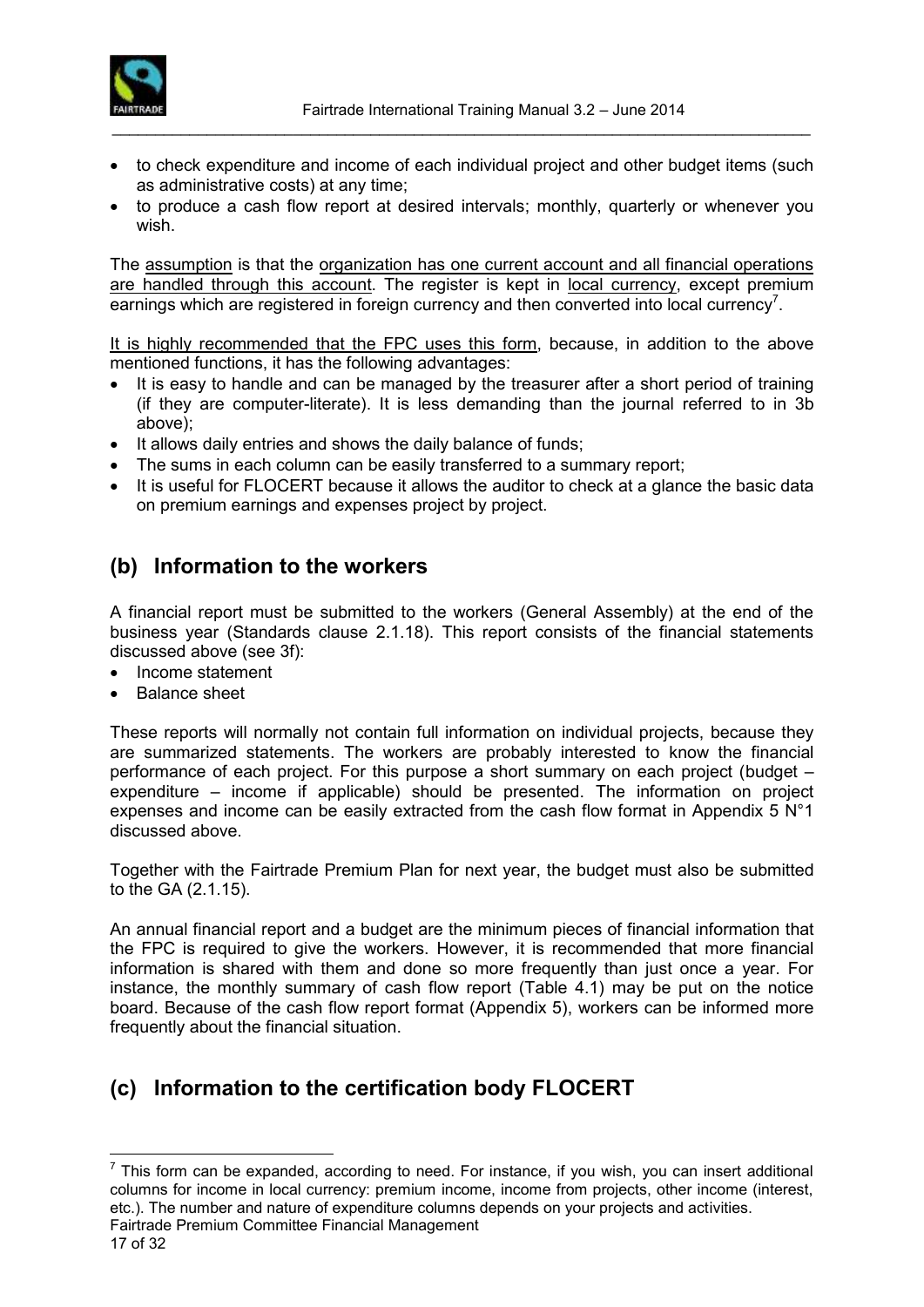- to check expenditure and income of each individual project and other budget items (such as administrative costs) at any time;
- to produce a cash flow report at desired intervals; monthly, quarterly or whenever you wish.

The assumption is that the organization has one current account and all financial operations are handled through this account. The register is kept in local currency, except premium earnings which are registered in foreign currency and then converted into local currency[7].

It is highly recommended that the FPC uses this form, because, in addition to the above mentioned functions, it has the following advantages:

- It is easy to handle and can be managed by the treasurer after a short period of training (if they are computer-literate). It is less demanding than the journal referred to in 3b above);
- It allows daily entries and shows the daily balance of funds;
- The sums in each column can be easily transferred to a summary report;
- It is useful for FLOCERT because it allows the auditor to check at a glance the basic data on premium earnings and expenses project by project.

## (b) Information to the workers

A financial report must be submitted to the workers (General Assembly) at the end of the business year (Standards clause 2.1.18). This report consists of the financial statements discussed above (see 3f):

- Income statement
- Balance sheet

These reports will normally not contain full information on individual projects, because they are summarized statements. The workers are probably interested to know the financial performance of each project. For this purpose a short summary on each project (budget – expenditure – income if applicable) should be presented. The information on project expenses and income can be easily extracted from the cash flow format in Appendix 5 N°1 discussed above.

Together with the Fairtrade Premium Plan for next year, the budget must also be submitted to the GA (2.1.15).

An annual financial report and a budget are the minimum pieces of financial information that the FPC is required to give the workers. However, it is recommended that more financial information is shared with them and done so more frequently than just once a year. For instance, the monthly summary of cash flow report (Table 4.1) may be put on the notice board. Because of the cash flow report format (Appendix 5), workers can be informed more frequently about the financial situation.

## (c) Information to the certification body FLOCERT

[7] This form can be expanded, according to need. For instance, if you wish, you can insert additional columns for income in local currency: premium income, income from projects, other income (interest, etc.). The number and nature of expenditure columns depends on your projects and activities.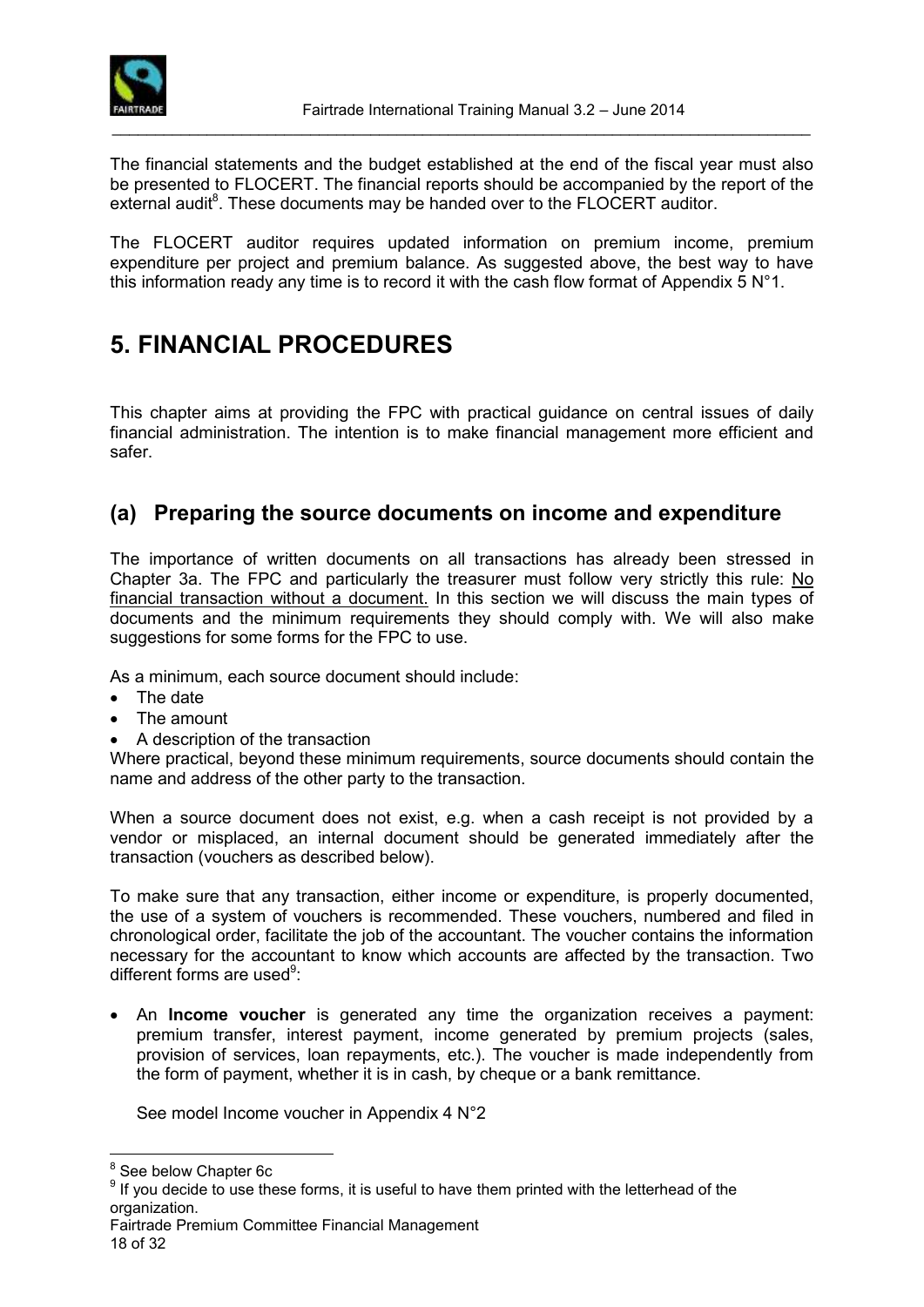The financial statements and the budget established at the end of the fiscal year must also be presented to FLOCERT. The financial reports should be accompanied by the report of the external audit[8]. These documents may be handed over to the FLOCERT auditor.

The FLOCERT auditor requires updated information on premium income, premium expenditure per project and premium balance. As suggested above, the best way to have this information ready any time is to record it with the cash flow format of Appendix 5 N°1.

# 5. FINANCIAL PROCEDURES

This chapter aims at providing the FPC with practical guidance on central issues of daily financial administration. The intention is to make financial management more efficient and safer.

## (a) Preparing the source documents on income and expenditure

The importance of written documents on all transactions has already been stressed in Chapter 3a. The FPC and particularly the treasurer must follow very strictly this rule: No financial transaction without a document. In this section we will discuss the main types of documents and the minimum requirements they should comply with. We will also make suggestions for some forms for the FPC to use.

As a minimum, each source document should include:

- The date
- The amount
- A description of the transaction

Where practical, beyond these minimum requirements, source documents should contain the name and address of the other party to the transaction.

When a source document does not exist, e.g. when a cash receipt is not provided by a vendor or misplaced, an internal document should be generated immediately after the transaction (vouchers as described below).

To make sure that any transaction, either income or expenditure, is properly documented, the use of a system of vouchers is recommended. These vouchers, numbered and filed in chronological order, facilitate the job of the accountant. The voucher contains the information necessary for the accountant to know which accounts are affected by the transaction. Two different forms are used[9]:

- An **Income voucher** is generated any time the organization receives a payment: premium transfer, interest payment, income generated by premium projects (sales, provision of services, loan repayments, etc.). The voucher is made independently from the form of payment, whether it is in cash, by cheque or a bank remittance.

  See model Income voucher in Appendix 4 N°2

---

[8] See below Chapter 6c

[9] If you decide to use these forms, it is useful to have them printed with the letterhead of the organization.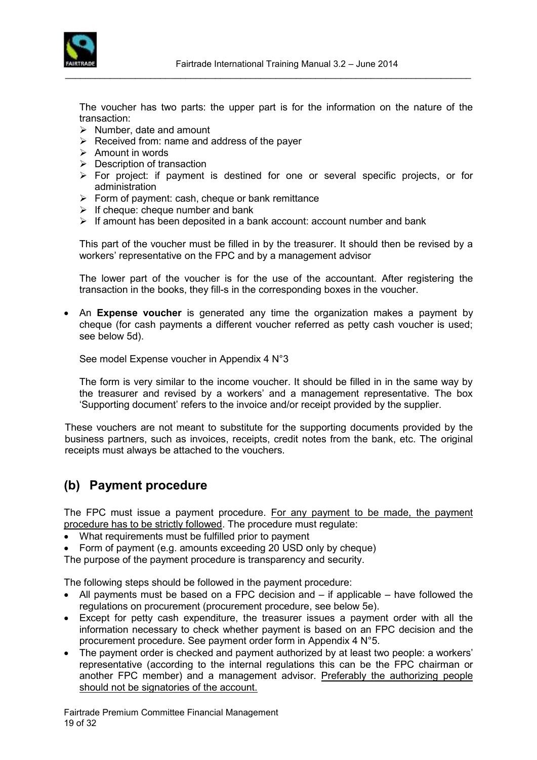The voucher has two parts: the upper part is for the information on the nature of the transaction:

- Number, date and amount
- Received from: name and address of the payer
- Amount in words
- Description of transaction
- For project: if payment is destined for one or several specific projects, or for administration
- Form of payment: cash, cheque or bank remittance
- If cheque: cheque number and bank
- If amount has been deposited in a bank account: account number and bank

This part of the voucher must be filled in by the treasurer. It should then be revised by a workers' representative on the FPC and by a management advisor

The lower part of the voucher is for the use of the accountant. After registering the transaction in the books, they fill-s in the corresponding boxes in the voucher.

- An **Expense voucher** is generated any time the organization makes a payment by cheque (for cash payments a different voucher referred as petty cash voucher is used; see below 5d).

  See model Expense voucher in Appendix 4 N°3

  The form is very similar to the income voucher. It should be filled in in the same way by the treasurer and revised by a workers' and a management representative. The box 'Supporting document' refers to the invoice and/or receipt provided by the supplier.

These vouchers are not meant to substitute for the supporting documents provided by the business partners, such as invoices, receipts, credit notes from the bank, etc. The original receipts must always be attached to the vouchers.

## (b) Payment procedure

The FPC must issue a payment procedure. <u>For any payment to be made, the payment procedure has to be strictly followed</u>. The procedure must regulate:

- What requirements must be fulfilled prior to payment
- Form of payment (e.g. amounts exceeding 20 USD only by cheque)

The purpose of the payment procedure is transparency and security.

The following steps should be followed in the payment procedure:

- All payments must be based on a FPC decision and – if applicable – have followed the regulations on procurement (procurement procedure, see below 5e).
- Except for petty cash expenditure, the treasurer issues a payment order with all the information necessary to check whether payment is based on an FPC decision and the procurement procedure. See payment order form in Appendix 4 N°5.
- The payment order is checked and payment authorized by at least two people: a workers' representative (according to the internal regulations this can be the FPC chairman or another FPC member) and a management advisor. <u>Preferably the authorizing people should not be signatories of the account.</u>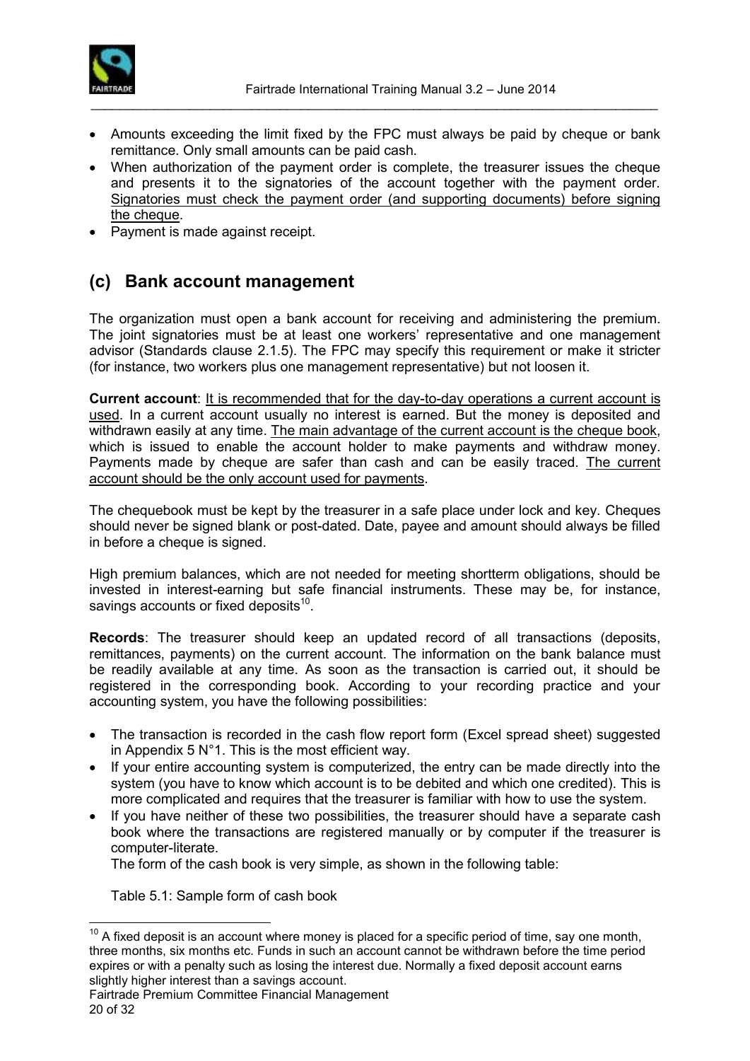- Amounts exceeding the limit fixed by the FPC must always be paid by cheque or bank remittance. Only small amounts can be paid cash.
- When authorization of the payment order is complete, the treasurer issues the cheque and presents it to the signatories of the account together with the payment order. <u>Signatories must check the payment order (and supporting documents) before signing the cheque</u>.
- Payment is made against receipt.

## (c) Bank account management

The organization must open a bank account for receiving and administering the premium. The joint signatories must be at least one workers' representative and one management advisor (Standards clause 2.1.5). The FPC may specify this requirement or make it stricter (for instance, two workers plus one management representative) but not loosen it.

**Current account**: <u>It is recommended that for the day-to-day operations a current account is used</u>. In a current account usually no interest is earned. But the money is deposited and withdrawn easily at any time. <u>The main advantage of the current account is the cheque book</u>, which is issued to enable the account holder to make payments and withdraw money. Payments made by cheque are safer than cash and can be easily traced. <u>The current account should be the only account used for payments</u>.

The chequebook must be kept by the treasurer in a safe place under lock and key. Cheques should never be signed blank or post-dated. Date, payee and amount should always be filled in before a cheque is signed.

High premium balances, which are not needed for meeting shortterm obligations, should be invested in interest-earning but safe financial instruments. These may be, for instance, savings accounts or fixed deposits[10].

**Records**: The treasurer should keep an updated record of all transactions (deposits, remittances, payments) on the current account. The information on the bank balance must be readily available at any time. As soon as the transaction is carried out, it should be registered in the corresponding book. According to your recording practice and your accounting system, you have the following possibilities:

- The transaction is recorded in the cash flow report form (Excel spread sheet) suggested in Appendix 5 N°1. This is the most efficient way.
- If your entire accounting system is computerized, the entry can be made directly into the system (you have to know which account is to be debited and which one credited). This is more complicated and requires that the treasurer is familiar with how to use the system.
- If you have neither of these two possibilities, the treasurer should have a separate cash book where the transactions are registered manually or by computer if the treasurer is computer-literate.

  The form of the cash book is very simple, as shown in the following table:

  Table 5.1: Sample form of cash book

---

[10] A fixed deposit is an account where money is placed for a specific period of time, say one month, three months, six months etc. Funds in such an account cannot be withdrawn before the time period expires or with a penalty such as losing the interest due. Normally a fixed deposit account earns slightly higher interest than a savings account.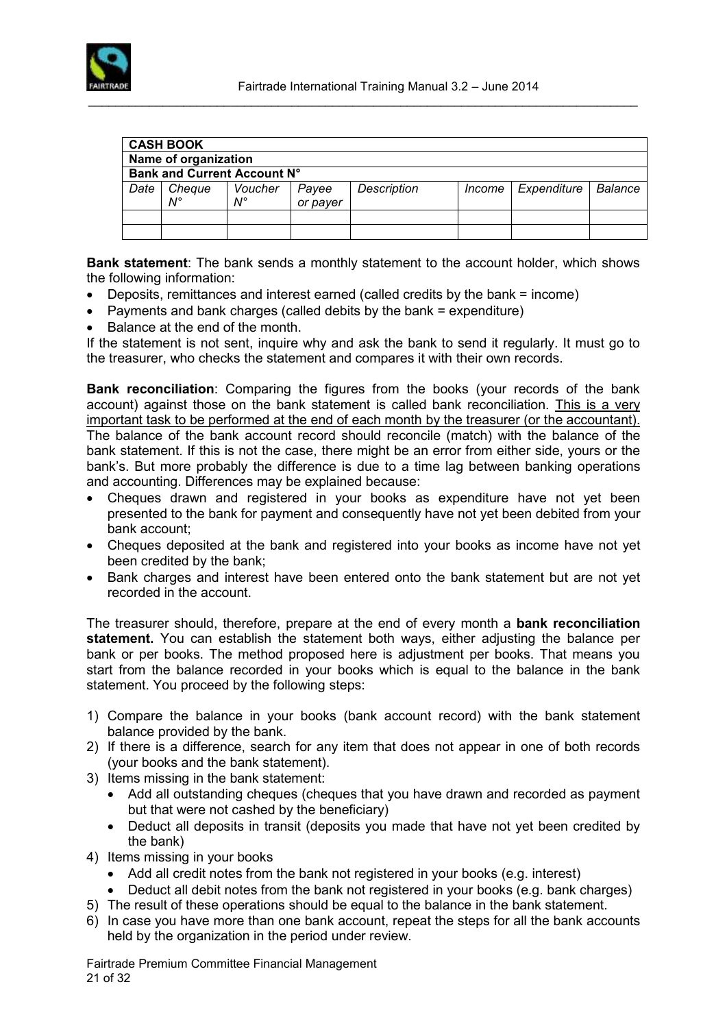| CASH BOOK | | | | | | | |
|---|---|---|---|---|---|---|---|
| **Name of organization** | | | | | | | |
| **Bank and Current Account N°** | | | | | | | |
| *Date* | *Cheque N°* | *Voucher N°* | *Payee or payer* | *Description* | *Income* | *Expenditure* | *Balance* |
| | | | | | | | |
| | | | | | | | |

**Bank statement**: The bank sends a monthly statement to the account holder, which shows the following information:

- Deposits, remittances and interest earned (called credits by the bank = income)
- Payments and bank charges (called debits by the bank = expenditure)
- Balance at the end of the month.

If the statement is not sent, inquire why and ask the bank to send it regularly. It must go to the treasurer, who checks the statement and compares it with their own records.

**Bank reconciliation**: Comparing the figures from the books (your records of the bank account) against those on the bank statement is called bank reconciliation. <u>This is a very important task to be performed at the end of each month by the treasurer (or the accountant).</u> The balance of the bank account record should reconcile (match) with the balance of the bank statement. If this is not the case, there might be an error from either side, yours or the bank's. But more probably the difference is due to a time lag between banking operations and accounting. Differences may be explained because:

- Cheques drawn and registered in your books as expenditure have not yet been presented to the bank for payment and consequently have not yet been debited from your bank account;
- Cheques deposited at the bank and registered into your books as income have not yet been credited by the bank;
- Bank charges and interest have been entered onto the bank statement but are not yet recorded in the account.

The treasurer should, therefore, prepare at the end of every month a **bank reconciliation statement.** You can establish the statement both ways, either adjusting the balance per bank or per books. The method proposed here is adjustment per books. That means you start from the balance recorded in your books which is equal to the balance in the bank statement. You proceed by the following steps:

1) Compare the balance in your books (bank account record) with the bank statement balance provided by the bank.
2) If there is a difference, search for any item that does not appear in one of both records (your books and the bank statement).
3) Items missing in the bank statement:
   - Add all outstanding cheques (cheques that you have drawn and recorded as payment but that were not cashed by the beneficiary)
   - Deduct all deposits in transit (deposits you made that have not yet been credited by the bank)
4) Items missing in your books
   - Add all credit notes from the bank not registered in your books (e.g. interest)
   - Deduct all debit notes from the bank not registered in your books (e.g. bank charges)
5) The result of these operations should be equal to the balance in the bank statement.
6) In case you have more than one bank account, repeat the steps for all the bank accounts held by the organization in the period under review.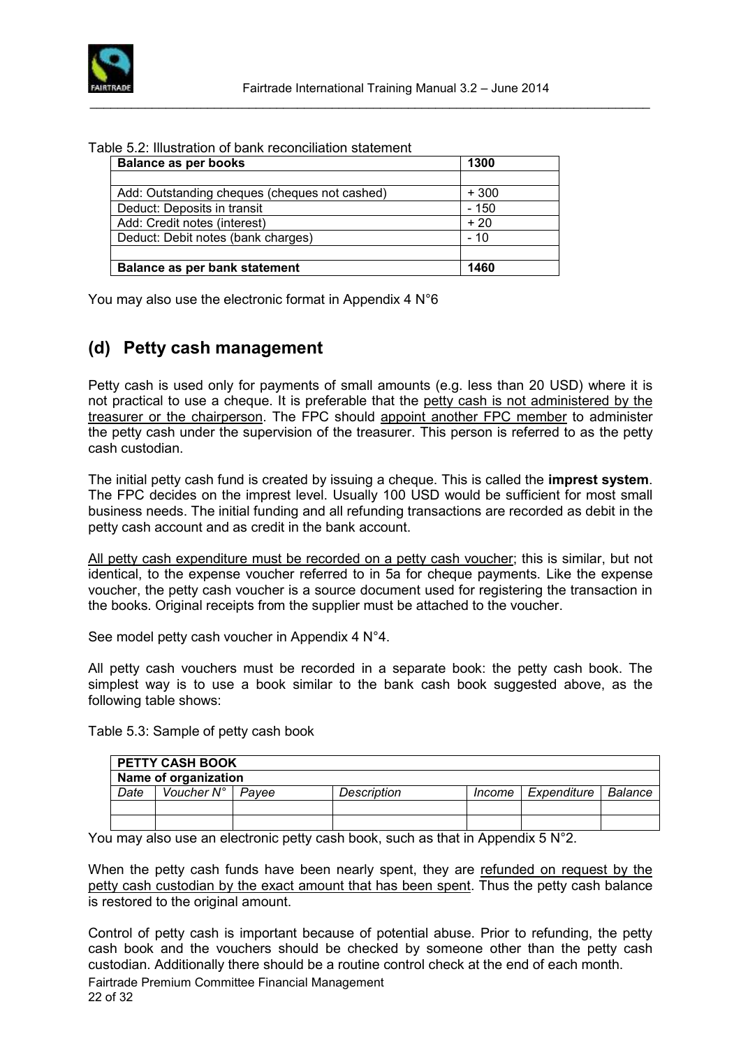Table 5.2: Illustration of bank reconciliation statement

| **Balance as per books** | **1300** |
|---|---|
| | |
| Add: Outstanding cheques (cheques not cashed) | + 300 |
| Deduct: Deposits in transit | - 150 |
| Add: Credit notes (interest) | + 20 |
| Deduct: Debit notes (bank charges) | - 10 |
| | |
| **Balance as per bank statement** | **1460** |

You may also use the electronic format in Appendix 4 N°6

## (d) Petty cash management

Petty cash is used only for payments of small amounts (e.g. less than 20 USD) where it is not practical to use a cheque. It is preferable that the petty cash is not administered by the treasurer or the chairperson. The FPC should appoint another FPC member to administer the petty cash under the supervision of the treasurer. This person is referred to as the petty cash custodian.

The initial petty cash fund is created by issuing a cheque. This is called the **imprest system**. The FPC decides on the imprest level. Usually 100 USD would be sufficient for most small business needs. The initial funding and all refunding transactions are recorded as debit in the petty cash account and as credit in the bank account.

All petty cash expenditure must be recorded on a petty cash voucher; this is similar, but not identical, to the expense voucher referred to in 5a for cheque payments. Like the expense voucher, the petty cash voucher is a source document used for registering the transaction in the books. Original receipts from the supplier must be attached to the voucher.

See model petty cash voucher in Appendix 4 N°4.

All petty cash vouchers must be recorded in a separate book: the petty cash book. The simplest way is to use a book similar to the bank cash book suggested above, as the following table shows:

Table 5.3: Sample of petty cash book

| **PETTY CASH BOOK** | | | | | | |
|---|---|---|---|---|---|---|
| **Name of organization** | | | | | | |
| *Date* | *Voucher N°* | *Payee* | *Description* | *Income* | *Expenditure* | *Balance* |
| | | | | | | |
| | | | | | | |

You may also use an electronic petty cash book, such as that in Appendix 5 N°2.

When the petty cash funds have been nearly spent, they are refunded on request by the petty cash custodian by the exact amount that has been spent. Thus the petty cash balance is restored to the original amount.

Control of petty cash is important because of potential abuse. Prior to refunding, the petty cash book and the vouchers should be checked by someone other than the petty cash custodian. Additionally there should be a routine control check at the end of each month.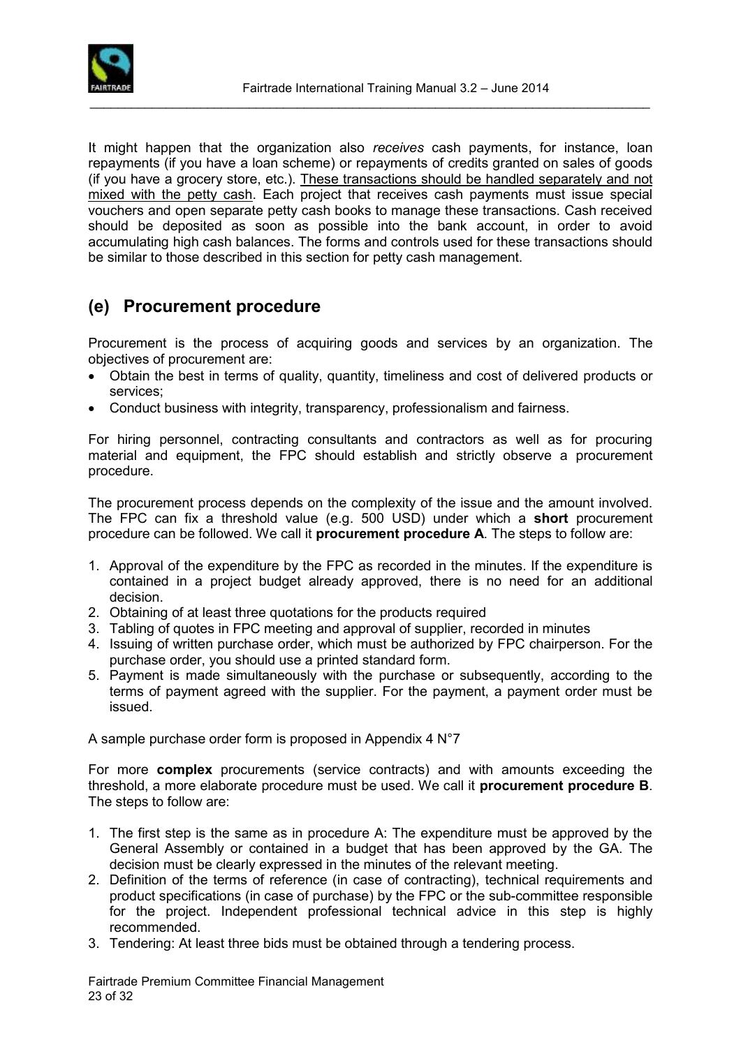It might happen that the organization also *receives* cash payments, for instance, loan repayments (if you have a loan scheme) or repayments of credits granted on sales of goods (if you have a grocery store, etc.). <u>These transactions should be handled separately and not mixed with the petty cash</u>. Each project that receives cash payments must issue special vouchers and open separate petty cash books to manage these transactions. Cash received should be deposited as soon as possible into the bank account, in order to avoid accumulating high cash balances. The forms and controls used for these transactions should be similar to those described in this section for petty cash management.

## (e) Procurement procedure

Procurement is the process of acquiring goods and services by an organization. The objectives of procurement are:

- Obtain the best in terms of quality, quantity, timeliness and cost of delivered products or services;
- Conduct business with integrity, transparency, professionalism and fairness.

For hiring personnel, contracting consultants and contractors as well as for procuring material and equipment, the FPC should establish and strictly observe a procurement procedure.

The procurement process depends on the complexity of the issue and the amount involved. The FPC can fix a threshold value (e.g. 500 USD) under which a **short** procurement procedure can be followed. We call it **procurement procedure A**. The steps to follow are:

1. Approval of the expenditure by the FPC as recorded in the minutes. If the expenditure is contained in a project budget already approved, there is no need for an additional decision.
2. Obtaining of at least three quotations for the products required
3. Tabling of quotes in FPC meeting and approval of supplier, recorded in minutes
4. Issuing of written purchase order, which must be authorized by FPC chairperson. For the purchase order, you should use a printed standard form.
5. Payment is made simultaneously with the purchase or subsequently, according to the terms of payment agreed with the supplier. For the payment, a payment order must be issued.

A sample purchase order form is proposed in Appendix 4 N°7

For more **complex** procurements (service contracts) and with amounts exceeding the threshold, a more elaborate procedure must be used. We call it **procurement procedure B**. The steps to follow are:

1. The first step is the same as in procedure A: The expenditure must be approved by the General Assembly or contained in a budget that has been approved by the GA. The decision must be clearly expressed in the minutes of the relevant meeting.
2. Definition of the terms of reference (in case of contracting), technical requirements and product specifications (in case of purchase) by the FPC or the sub-committee responsible for the project. Independent professional technical advice in this step is highly recommended.
3. Tendering: At least three bids must be obtained through a tendering process.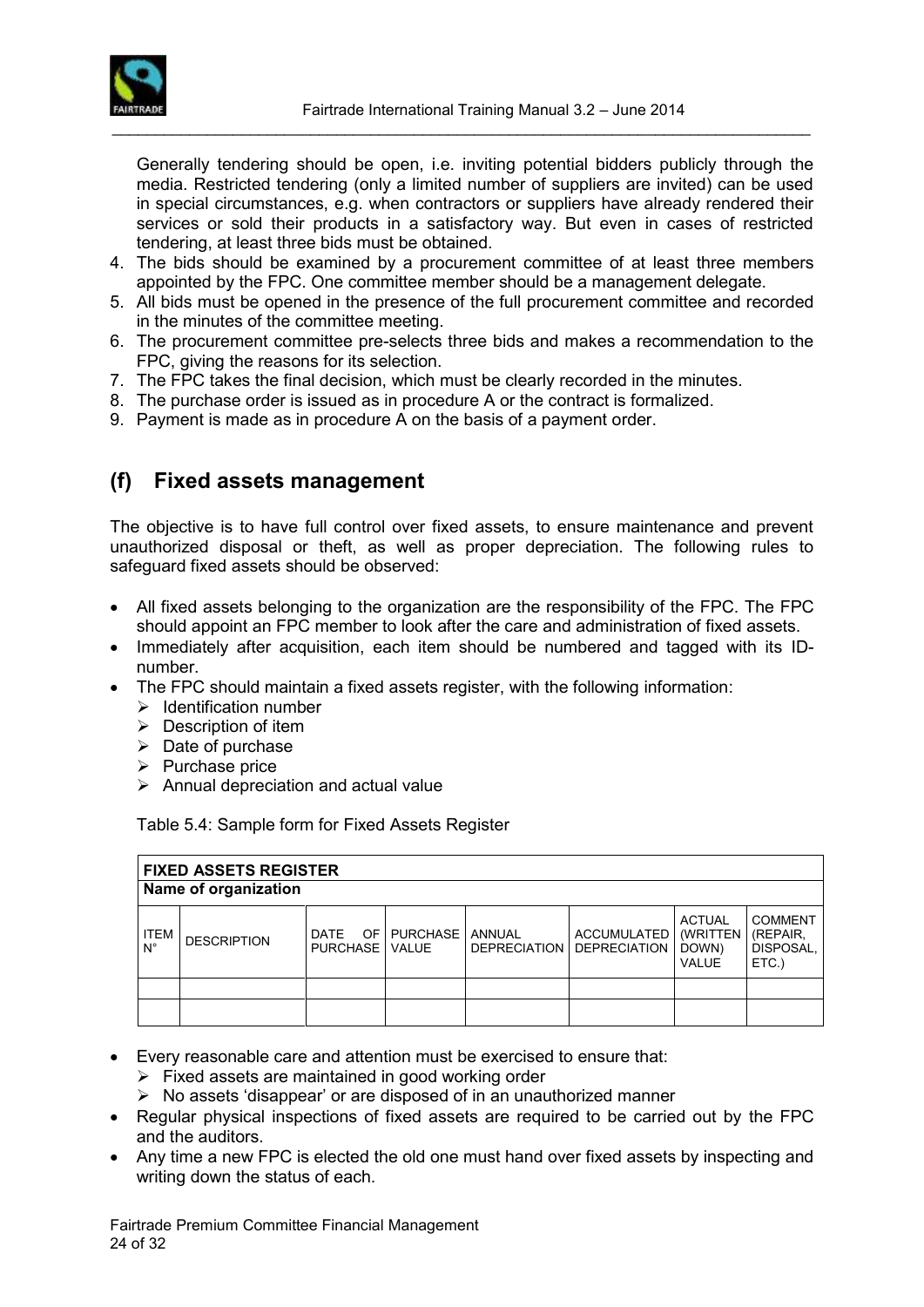Generally tendering should be open, i.e. inviting potential bidders publicly through the media. Restricted tendering (only a limited number of suppliers are invited) can be used in special circumstances, e.g. when contractors or suppliers have already rendered their services or sold their products in a satisfactory way. But even in cases of restricted tendering, at least three bids must be obtained.

4. The bids should be examined by a procurement committee of at least three members appointed by the FPC. One committee member should be a management delegate.
5. All bids must be opened in the presence of the full procurement committee and recorded in the minutes of the committee meeting.
6. The procurement committee pre-selects three bids and makes a recommendation to the FPC, giving the reasons for its selection.
7. The FPC takes the final decision, which must be clearly recorded in the minutes.
8. The purchase order is issued as in procedure A or the contract is formalized.
9. Payment is made as in procedure A on the basis of a payment order.

## (f) Fixed assets management

The objective is to have full control over fixed assets, to ensure maintenance and prevent unauthorized disposal or theft, as well as proper depreciation. The following rules to safeguard fixed assets should be observed:

- All fixed assets belonging to the organization are the responsibility of the FPC. The FPC should appoint an FPC member to look after the care and administration of fixed assets.
- Immediately after acquisition, each item should be numbered and tagged with its ID-number.
- The FPC should maintain a fixed assets register, with the following information:
  - Identification number
  - Description of item
  - Date of purchase
  - Purchase price
  - Annual depreciation and actual value

Table 5.4: Sample form for Fixed Assets Register

| **FIXED ASSETS REGISTER** | | | | | | | |
|---|---|---|---|---|---|---|---|
| **Name of organization** | | | | | | | |
| ITEM N° | DESCRIPTION | DATE OF PURCHASE | PURCHASE VALUE | ANNUAL DEPRECIATION | ACCUMULATED DEPRECIATION | ACTUAL (WRITTEN DOWN) VALUE | COMMENT (REPAIR, DISPOSAL, ETC.) |
| | | | | | | | |
| | | | | | | | |

- Every reasonable care and attention must be exercised to ensure that:
  - Fixed assets are maintained in good working order
  - No assets 'disappear' or are disposed of in an unauthorized manner
- Regular physical inspections of fixed assets are required to be carried out by the FPC and the auditors.
- Any time a new FPC is elected the old one must hand over fixed assets by inspecting and writing down the status of each.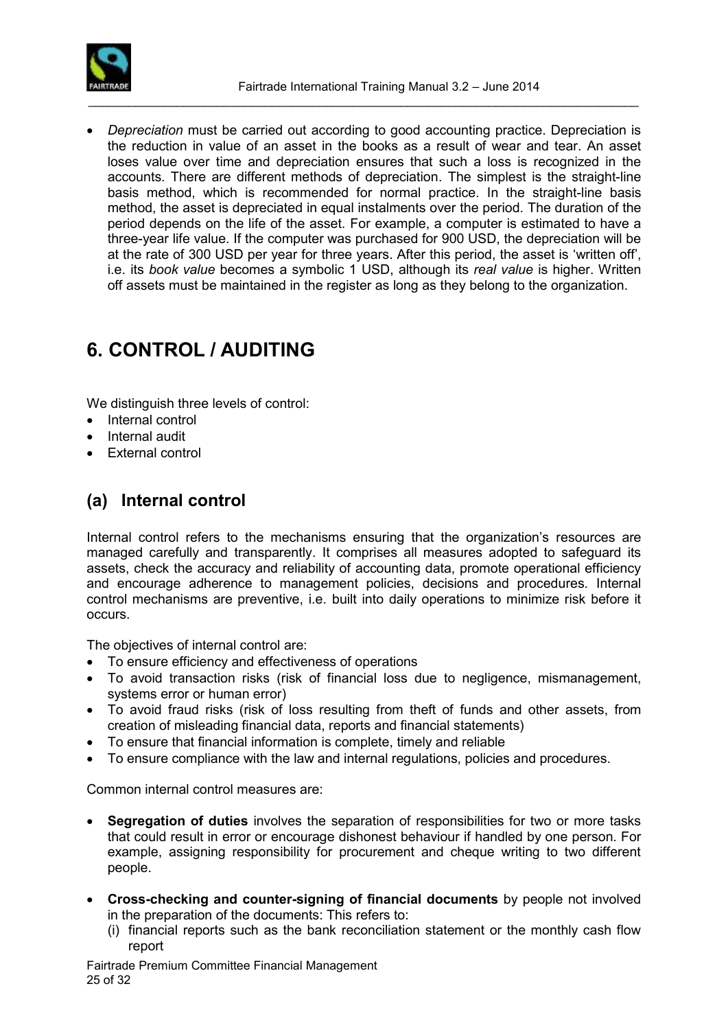- *Depreciation* must be carried out according to good accounting practice. Depreciation is the reduction in value of an asset in the books as a result of wear and tear. An asset loses value over time and depreciation ensures that such a loss is recognized in the accounts. There are different methods of depreciation. The simplest is the straight-line basis method, which is recommended for normal practice. In the straight-line basis method, the asset is depreciated in equal instalments over the period. The duration of the period depends on the life of the asset. For example, a computer is estimated to have a three-year life value. If the computer was purchased for 900 USD, the depreciation will be at the rate of 300 USD per year for three years. After this period, the asset is 'written off', i.e. its *book value* becomes a symbolic 1 USD, although its *real value* is higher. Written off assets must be maintained in the register as long as they belong to the organization.

# 6. CONTROL / AUDITING

We distinguish three levels of control:

- Internal control
- Internal audit
- External control

## (a) Internal control

Internal control refers to the mechanisms ensuring that the organization's resources are managed carefully and transparently. It comprises all measures adopted to safeguard its assets, check the accuracy and reliability of accounting data, promote operational efficiency and encourage adherence to management policies, decisions and procedures. Internal control mechanisms are preventive, i.e. built into daily operations to minimize risk before it occurs.

The objectives of internal control are:

- To ensure efficiency and effectiveness of operations
- To avoid transaction risks (risk of financial loss due to negligence, mismanagement, systems error or human error)
- To avoid fraud risks (risk of loss resulting from theft of funds and other assets, from creation of misleading financial data, reports and financial statements)
- To ensure that financial information is complete, timely and reliable
- To ensure compliance with the law and internal regulations, policies and procedures.

Common internal control measures are:

- **Segregation of duties** involves the separation of responsibilities for two or more tasks that could result in error or encourage dishonest behaviour if handled by one person. For example, assigning responsibility for procurement and cheque writing to two different people.

- **Cross-checking and counter-signing of financial documents** by people not involved in the preparation of the documents: This refers to:
  (i) financial reports such as the bank reconciliation statement or the monthly cash flow report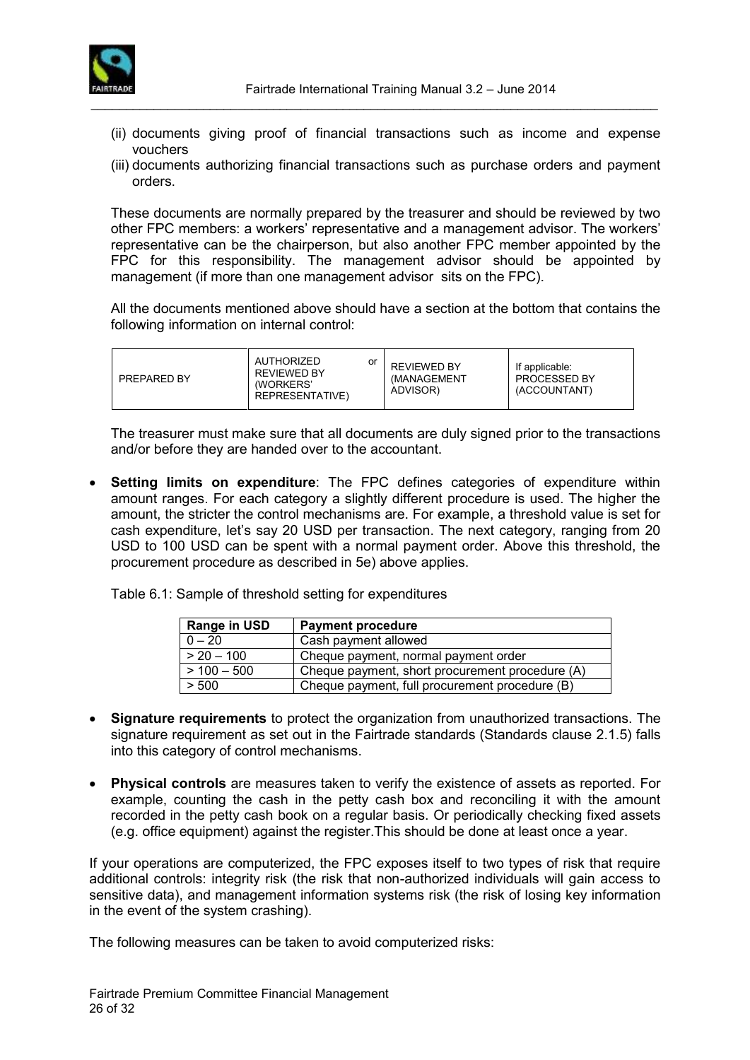(ii) documents giving proof of financial transactions such as income and expense vouchers
(iii) documents authorizing financial transactions such as purchase orders and payment orders.

These documents are normally prepared by the treasurer and should be reviewed by two other FPC members: a workers' representative and a management advisor. The workers' representative can be the chairperson, but also another FPC member appointed by the FPC for this responsibility. The management advisor should be appointed by management (if more than one management advisor sits on the FPC).

All the documents mentioned above should have a section at the bottom that contains the following information on internal control:

| PREPARED BY | AUTHORIZED or REVIEWED BY (WORKERS' REPRESENTATIVE) | REVIEWED BY (MANAGEMENT ADVISOR) | If applicable: PROCESSED BY (ACCOUNTANT) |
|---|---|---|---|
| | | | |

The treasurer must make sure that all documents are duly signed prior to the transactions and/or before they are handed over to the accountant.

- **Setting limits on expenditure**: The FPC defines categories of expenditure within amount ranges. For each category a slightly different procedure is used. The higher the amount, the stricter the control mechanisms are. For example, a threshold value is set for cash expenditure, let's say 20 USD per transaction. The next category, ranging from 20 USD to 100 USD can be spent with a normal payment order. Above this threshold, the procurement procedure as described in 5e) above applies.

Table 6.1: Sample of threshold setting for expenditures

| Range in USD | Payment procedure |
|---|---|
| 0 – 20 | Cash payment allowed |
| > 20 – 100 | Cheque payment, normal payment order |
| > 100 – 500 | Cheque payment, short procurement procedure (A) |
| > 500 | Cheque payment, full procurement procedure (B) |

- **Signature requirements** to protect the organization from unauthorized transactions. The signature requirement as set out in the Fairtrade standards (Standards clause 2.1.5) falls into this category of control mechanisms.

- **Physical controls** are measures taken to verify the existence of assets as reported. For example, counting the cash in the petty cash box and reconciling it with the amount recorded in the petty cash book on a regular basis. Or periodically checking fixed assets (e.g. office equipment) against the register.This should be done at least once a year.

If your operations are computerized, the FPC exposes itself to two types of risk that require additional controls: integrity risk (the risk that non-authorized individuals will gain access to sensitive data), and management information systems risk (the risk of losing key information in the event of the system crashing).

The following measures can be taken to avoid computerized risks: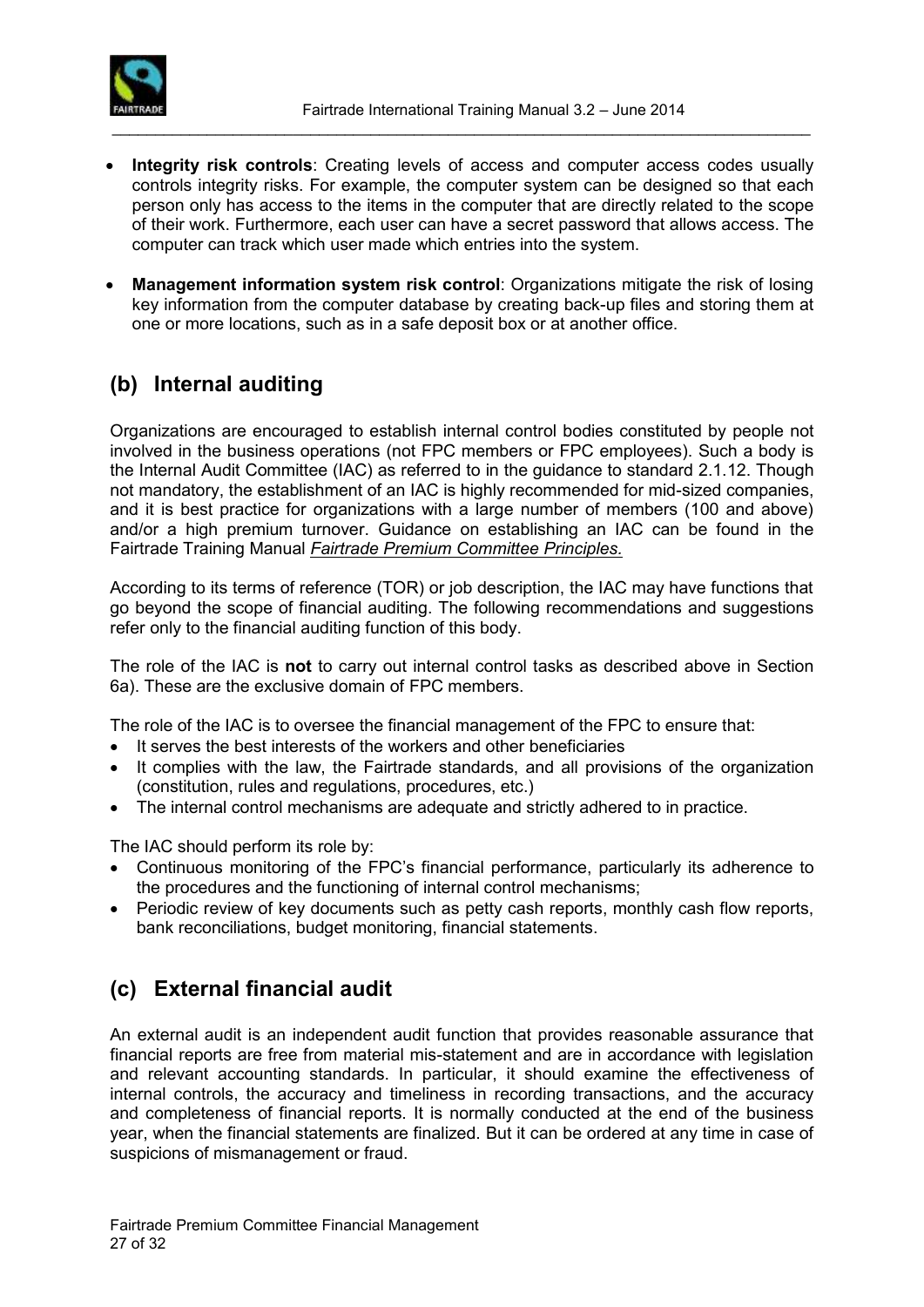- **Integrity risk controls**: Creating levels of access and computer access codes usually controls integrity risks. For example, the computer system can be designed so that each person only has access to the items in the computer that are directly related to the scope of their work. Furthermore, each user can have a secret password that allows access. The computer can track which user made which entries into the system.
- **Management information system risk control**: Organizations mitigate the risk of losing key information from the computer database by creating back-up files and storing them at one or more locations, such as in a safe deposit box or at another office.

## (b) Internal auditing

Organizations are encouraged to establish internal control bodies constituted by people not involved in the business operations (not FPC members or FPC employees). Such a body is the Internal Audit Committee (IAC) as referred to in the guidance to standard 2.1.12. Though not mandatory, the establishment of an IAC is highly recommended for mid-sized companies, and it is best practice for organizations with a large number of members (100 and above) and/or a high premium turnover. Guidance on establishing an IAC can be found in the Fairtrade Training Manual *Fairtrade Premium Committee Principles.*

According to its terms of reference (TOR) or job description, the IAC may have functions that go beyond the scope of financial auditing. The following recommendations and suggestions refer only to the financial auditing function of this body.

The role of the IAC is **not** to carry out internal control tasks as described above in Section 6a). These are the exclusive domain of FPC members.

The role of the IAC is to oversee the financial management of the FPC to ensure that:

- It serves the best interests of the workers and other beneficiaries
- It complies with the law, the Fairtrade standards, and all provisions of the organization (constitution, rules and regulations, procedures, etc.)
- The internal control mechanisms are adequate and strictly adhered to in practice.

The IAC should perform its role by:

- Continuous monitoring of the FPC's financial performance, particularly its adherence to the procedures and the functioning of internal control mechanisms;
- Periodic review of key documents such as petty cash reports, monthly cash flow reports, bank reconciliations, budget monitoring, financial statements.

## (c) External financial audit

An external audit is an independent audit function that provides reasonable assurance that financial reports are free from material mis-statement and are in accordance with legislation and relevant accounting standards. In particular, it should examine the effectiveness of internal controls, the accuracy and timeliness in recording transactions, and the accuracy and completeness of financial reports. It is normally conducted at the end of the business year, when the financial statements are finalized. But it can be ordered at any time in case of suspicions of mismanagement or fraud.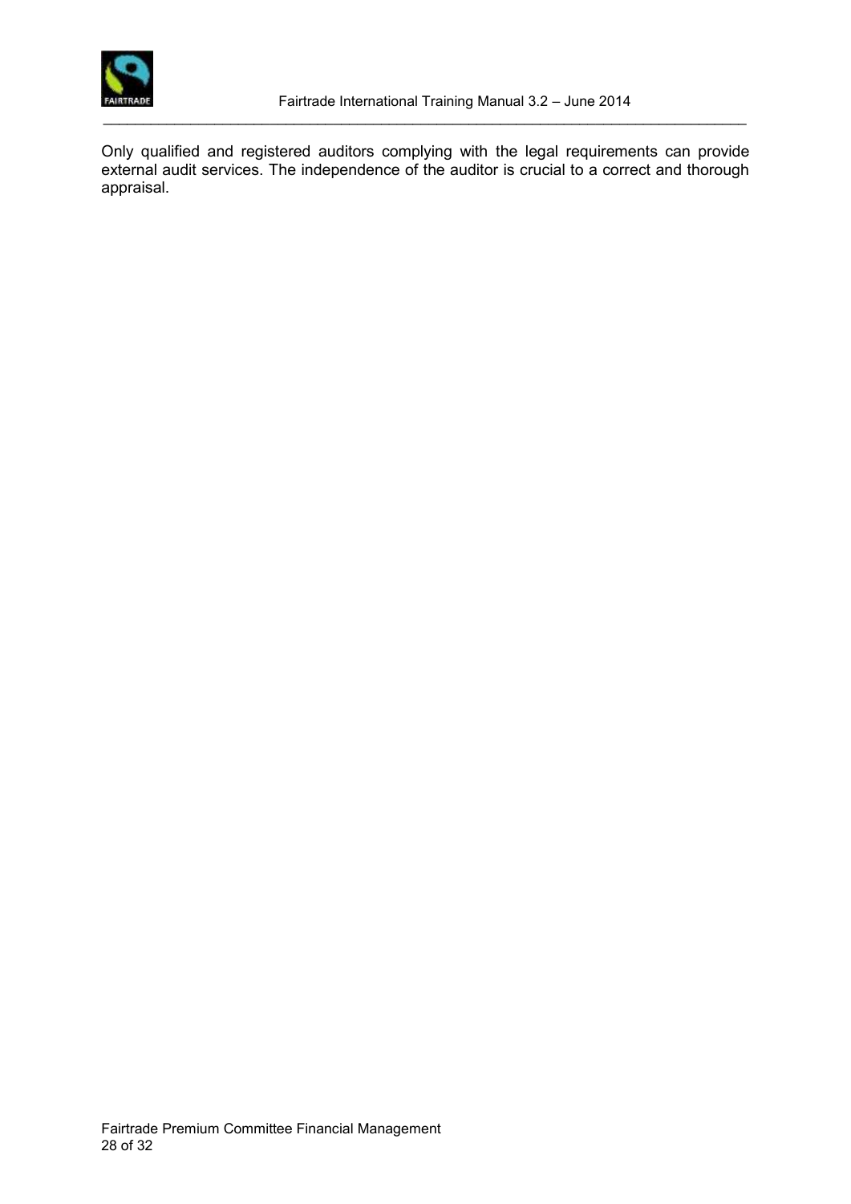Only qualified and registered auditors complying with the legal requirements can provide external audit services. The independence of the auditor is crucial to a correct and thorough appraisal.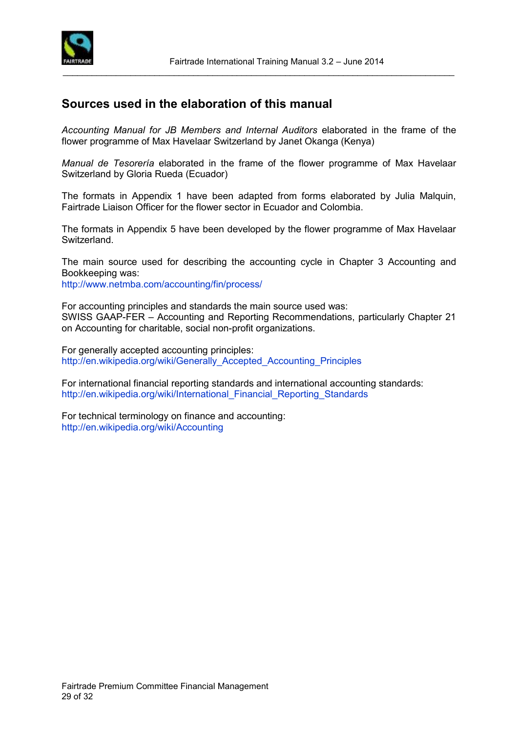## Sources used in the elaboration of this manual

*Accounting Manual for JB Members and Internal Auditors* elaborated in the frame of the flower programme of Max Havelaar Switzerland by Janet Okanga (Kenya)

*Manual de Tesorería* elaborated in the frame of the flower programme of Max Havelaar Switzerland by Gloria Rueda (Ecuador)

The formats in Appendix 1 have been adapted from forms elaborated by Julia Malquin, Fairtrade Liaison Officer for the flower sector in Ecuador and Colombia.

The formats in Appendix 5 have been developed by the flower programme of Max Havelaar Switzerland.

The main source used for describing the accounting cycle in Chapter 3 Accounting and Bookkeeping was:
http://www.netmba.com/accounting/fin/process/

For accounting principles and standards the main source used was:
SWISS GAAP-FER – Accounting and Reporting Recommendations, particularly Chapter 21 on Accounting for charitable, social non-profit organizations.

For generally accepted accounting principles:
http://en.wikipedia.org/wiki/Generally_Accepted_Accounting_Principles

For international financial reporting standards and international accounting standards:
http://en.wikipedia.org/wiki/International_Financial_Reporting_Standards

For technical terminology on finance and accounting:
http://en.wikipedia.org/wiki/Accounting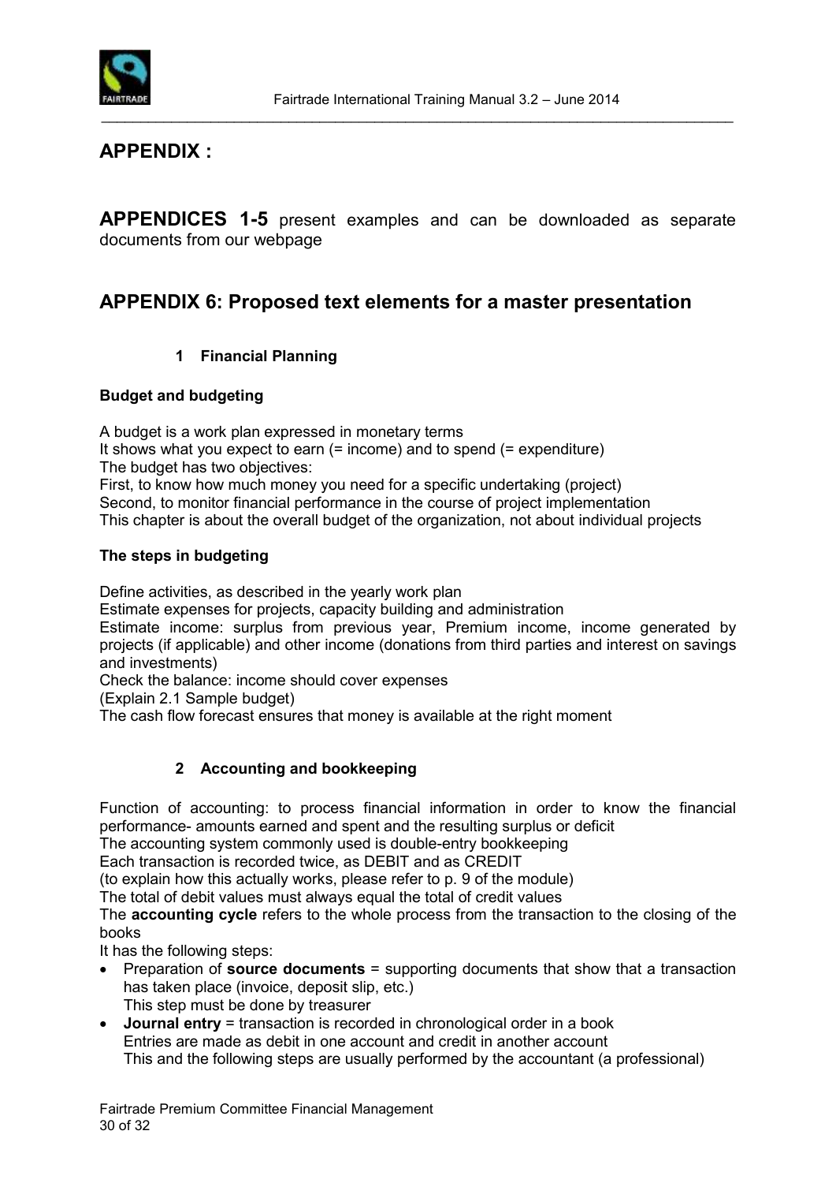## APPENDIX :

**APPENDICES 1-5** present examples and can be downloaded as separate documents from our webpage

## APPENDIX 6: Proposed text elements for a master presentation

### 1 Financial Planning

**Budget and budgeting**

A budget is a work plan expressed in monetary terms
It shows what you expect to earn (= income) and to spend (= expenditure)
The budget has two objectives:
First, to know how much money you need for a specific undertaking (project)
Second, to monitor financial performance in the course of project implementation
This chapter is about the overall budget of the organization, not about individual projects

**The steps in budgeting**

Define activities, as described in the yearly work plan
Estimate expenses for projects, capacity building and administration
Estimate income: surplus from previous year, Premium income, income generated by projects (if applicable) and other income (donations from third parties and interest on savings and investments)
Check the balance: income should cover expenses
(Explain 2.1 Sample budget)
The cash flow forecast ensures that money is available at the right moment

### 2 Accounting and bookkeeping

Function of accounting: to process financial information in order to know the financial performance- amounts earned and spent and the resulting surplus or deficit
The accounting system commonly used is double-entry bookkeeping
Each transaction is recorded twice, as DEBIT and as CREDIT
(to explain how this actually works, please refer to p. 9 of the module)
The total of debit values must always equal the total of credit values
The **accounting cycle** refers to the whole process from the transaction to the closing of the books
It has the following steps:

- Preparation of **source documents** = supporting documents that show that a transaction has taken place (invoice, deposit slip, etc.)
  This step must be done by treasurer
- **Journal entry** = transaction is recorded in chronological order in a book
  Entries are made as debit in one account and credit in another account
  This and the following steps are usually performed by the accountant (a professional)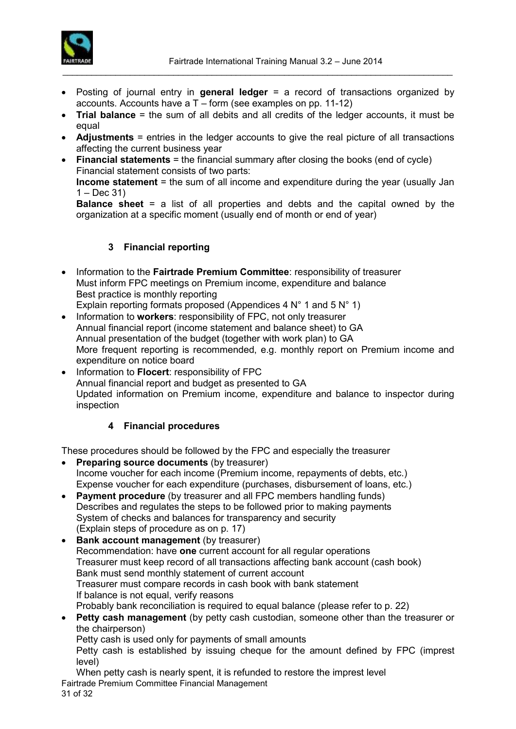- Posting of journal entry in **general ledger** = a record of transactions organized by accounts. Accounts have a T – form (see examples on pp. 11-12)
- **Trial balance** = the sum of all debits and all credits of the ledger accounts, it must be equal
- **Adjustments** = entries in the ledger accounts to give the real picture of all transactions affecting the current business year
- **Financial statements** = the financial summary after closing the books (end of cycle)
  Financial statement consists of two parts:
  **Income statement** = the sum of all income and expenditure during the year (usually Jan 1 – Dec 31)
  **Balance sheet** = a list of all properties and debts and the capital owned by the organization at a specific moment (usually end of month or end of year)

## 3 Financial reporting

- Information to the **Fairtrade Premium Committee**: responsibility of treasurer
  Must inform FPC meetings on Premium income, expenditure and balance
  Best practice is monthly reporting
  Explain reporting formats proposed (Appendices 4 N° 1 and 5 N° 1)
- Information to **workers**: responsibility of FPC, not only treasurer
  Annual financial report (income statement and balance sheet) to GA
  Annual presentation of the budget (together with work plan) to GA
  More frequent reporting is recommended, e.g. monthly report on Premium income and expenditure on notice board
- Information to **Flocert**: responsibility of FPC
  Annual financial report and budget as presented to GA
  Updated information on Premium income, expenditure and balance to inspector during inspection

## 4 Financial procedures

These procedures should be followed by the FPC and especially the treasurer

- **Preparing source documents** (by treasurer)
  Income voucher for each income (Premium income, repayments of debts, etc.)
  Expense voucher for each expenditure (purchases, disbursement of loans, etc.)
- **Payment procedure** (by treasurer and all FPC members handling funds)
  Describes and regulates the steps to be followed prior to making payments
  System of checks and balances for transparency and security
  (Explain steps of procedure as on p. 17)
- **Bank account management** (by treasurer)
  Recommendation: have **one** current account for all regular operations
  Treasurer must keep record of all transactions affecting bank account (cash book)
  Bank must send monthly statement of current account
  Treasurer must compare records in cash book with bank statement
  If balance is not equal, verify reasons
  Probably bank reconciliation is required to equal balance (please refer to p. 22)
- **Petty cash management** (by petty cash custodian, someone other than the treasurer or the chairperson)
  Petty cash is used only for payments of small amounts
  Petty cash is established by issuing cheque for the amount defined by FPC (imprest level)
  When petty cash is nearly spent, it is refunded to restore the imprest level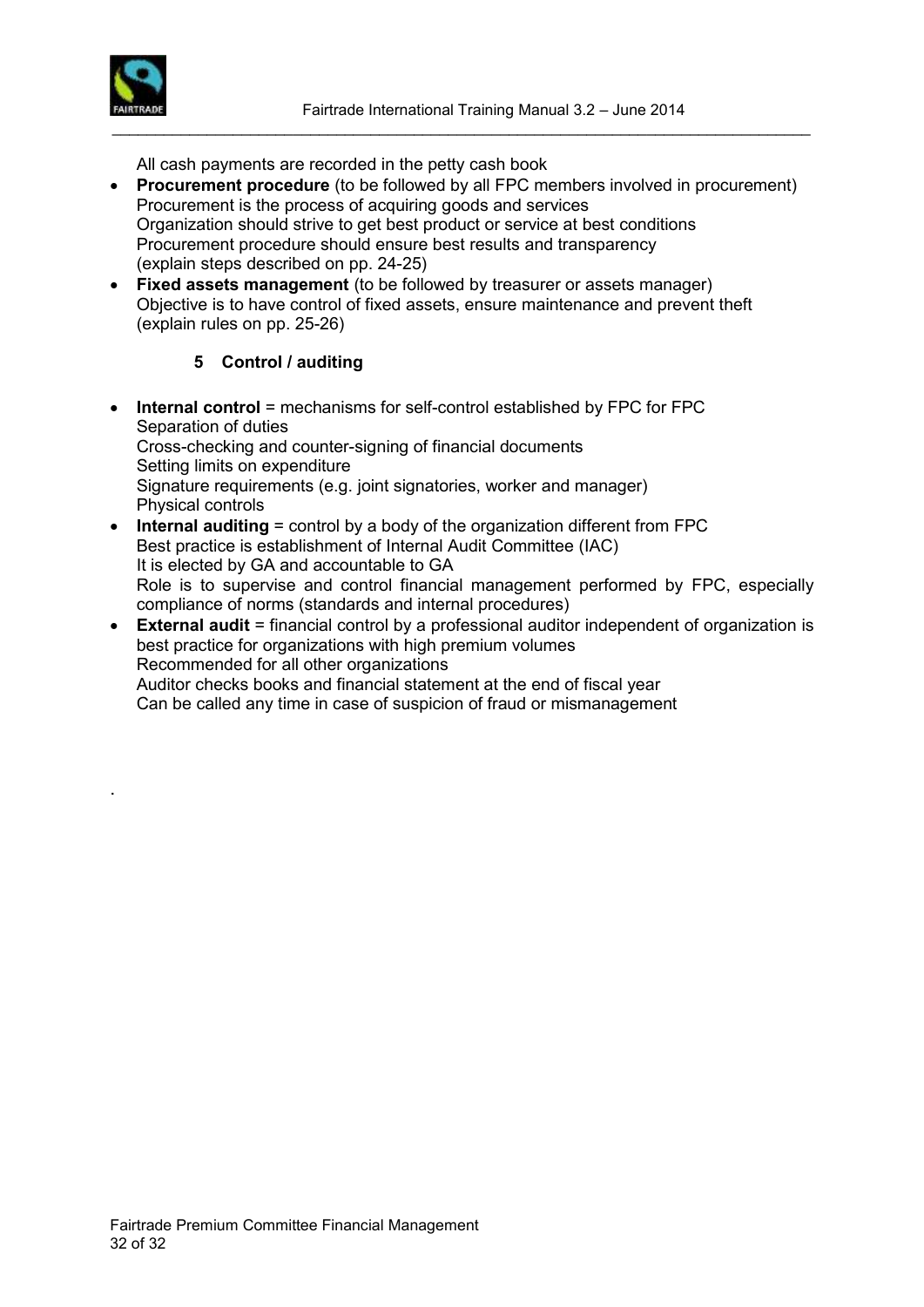All cash payments are recorded in the petty cash book

- **Procurement procedure** (to be followed by all FPC members involved in procurement)
  Procurement is the process of acquiring goods and services
  Organization should strive to get best product or service at best conditions
  Procurement procedure should ensure best results and transparency
  (explain steps described on pp. 24-25)
- **Fixed assets management** (to be followed by treasurer or assets manager)
  Objective is to have control of fixed assets, ensure maintenance and prevent theft
  (explain rules on pp. 25-26)

## 5 Control / auditing

- **Internal control** = mechanisms for self-control established by FPC for FPC
  Separation of duties
  Cross-checking and counter-signing of financial documents
  Setting limits on expenditure
  Signature requirements (e.g. joint signatories, worker and manager)
  Physical controls
- **Internal auditing** = control by a body of the organization different from FPC
  Best practice is establishment of Internal Audit Committee (IAC)
  It is elected by GA and accountable to GA
  Role is to supervise and control financial management performed by FPC, especially compliance of norms (standards and internal procedures)
- **External audit** = financial control by a professional auditor independent of organization is best practice for organizations with high premium volumes
  Recommended for all other organizations
  Auditor checks books and financial statement at the end of fiscal year
  Can be called any time in case of suspicion of fraud or mismanagement

.